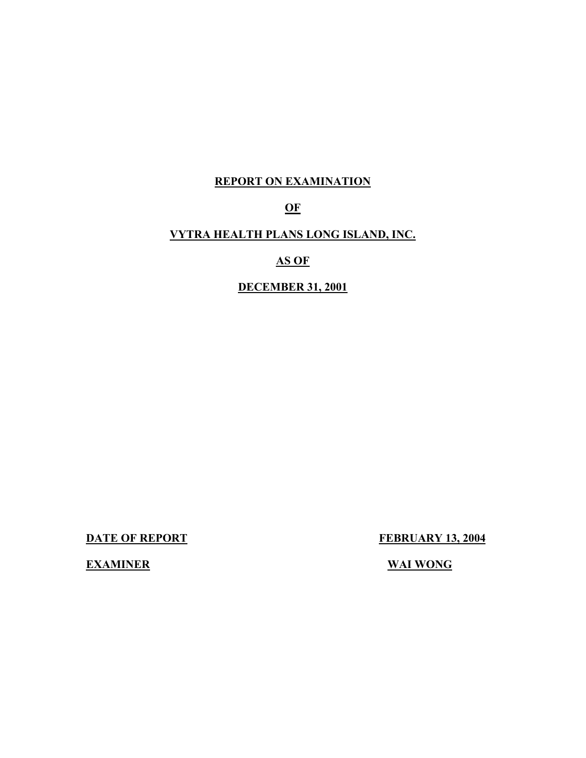# REPORT ON EXAMINATION

# OF

# VYTRA HEALTH PLANS LONG ISLAND, INC.

# AS OF

# DECEMBER 31, 2001

| | |
|---|---|
| **DATE OF REPORT** | **FEBRUARY 13, 2004** |
| **EXAMINER** | **WAI WONG** |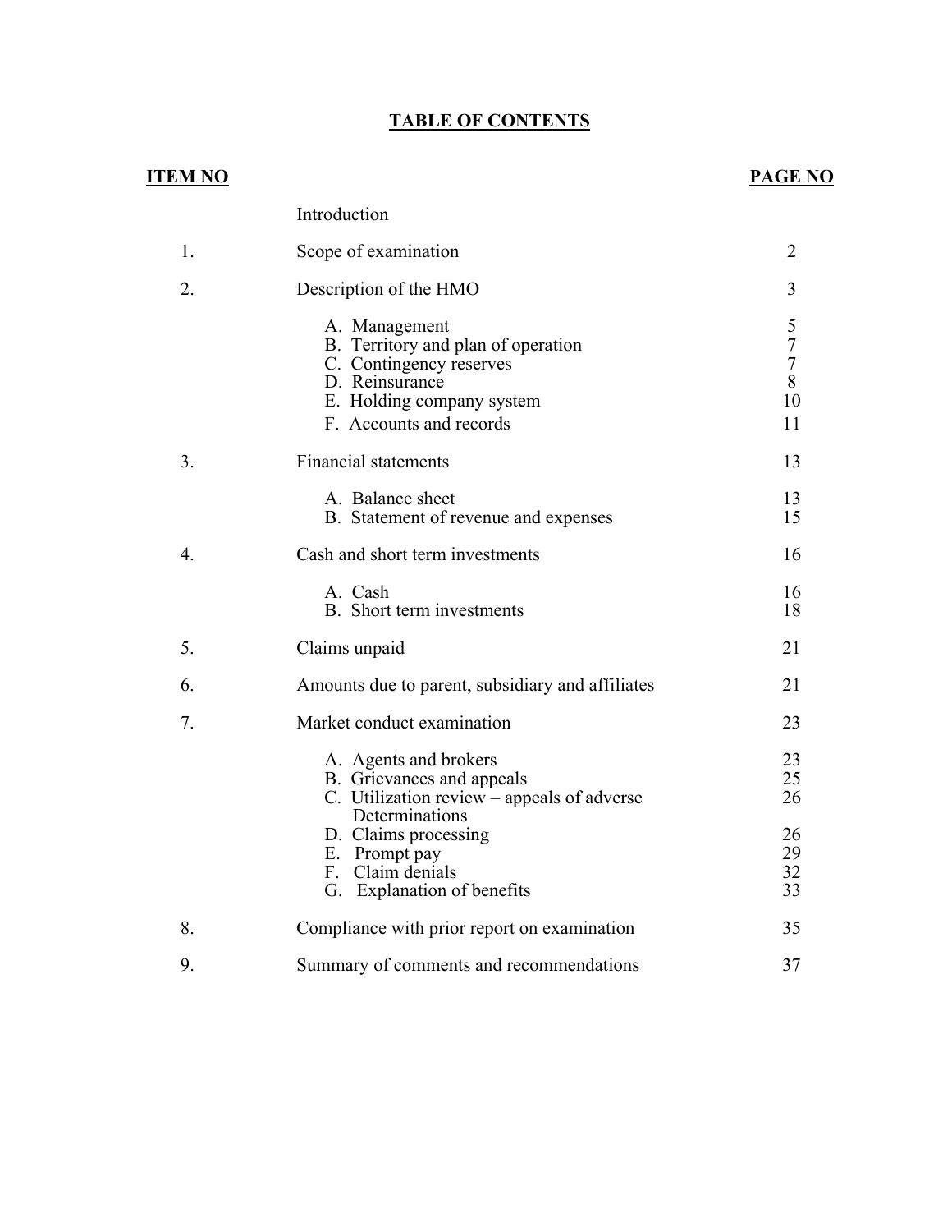# TABLE OF CONTENTS

| ITEM NO | | PAGE NO |
|---|---|---|
| | Introduction | |
| 1. | Scope of examination | 2 |
| 2. | Description of the HMO | 3 |
| | A. Management | 5 |
| | B. Territory and plan of operation | 7 |
| | C. Contingency reserves | 7 |
| | D. Reinsurance | 8 |
| | E. Holding company system | 10 |
| | F. Accounts and records | 11 |
| 3. | Financial statements | 13 |
| | A. Balance sheet | 13 |
| | B. Statement of revenue and expenses | 15 |
| 4. | Cash and short term investments | 16 |
| | A. Cash | 16 |
| | B. Short term investments | 18 |
| 5. | Claims unpaid | 21 |
| 6. | Amounts due to parent, subsidiary and affiliates | 21 |
| 7. | Market conduct examination | 23 |
| | A. Agents and brokers | 23 |
| | B. Grievances and appeals | 25 |
| | C. Utilization review – appeals of adverse Determinations | 26 |
| | D. Claims processing | 26 |
| | E. Prompt pay | 29 |
| | F. Claim denials | 32 |
| | G. Explanation of benefits | 33 |
| 8. | Compliance with prior report on examination | 35 |
| 9. | Summary of comments and recommendations | 37 |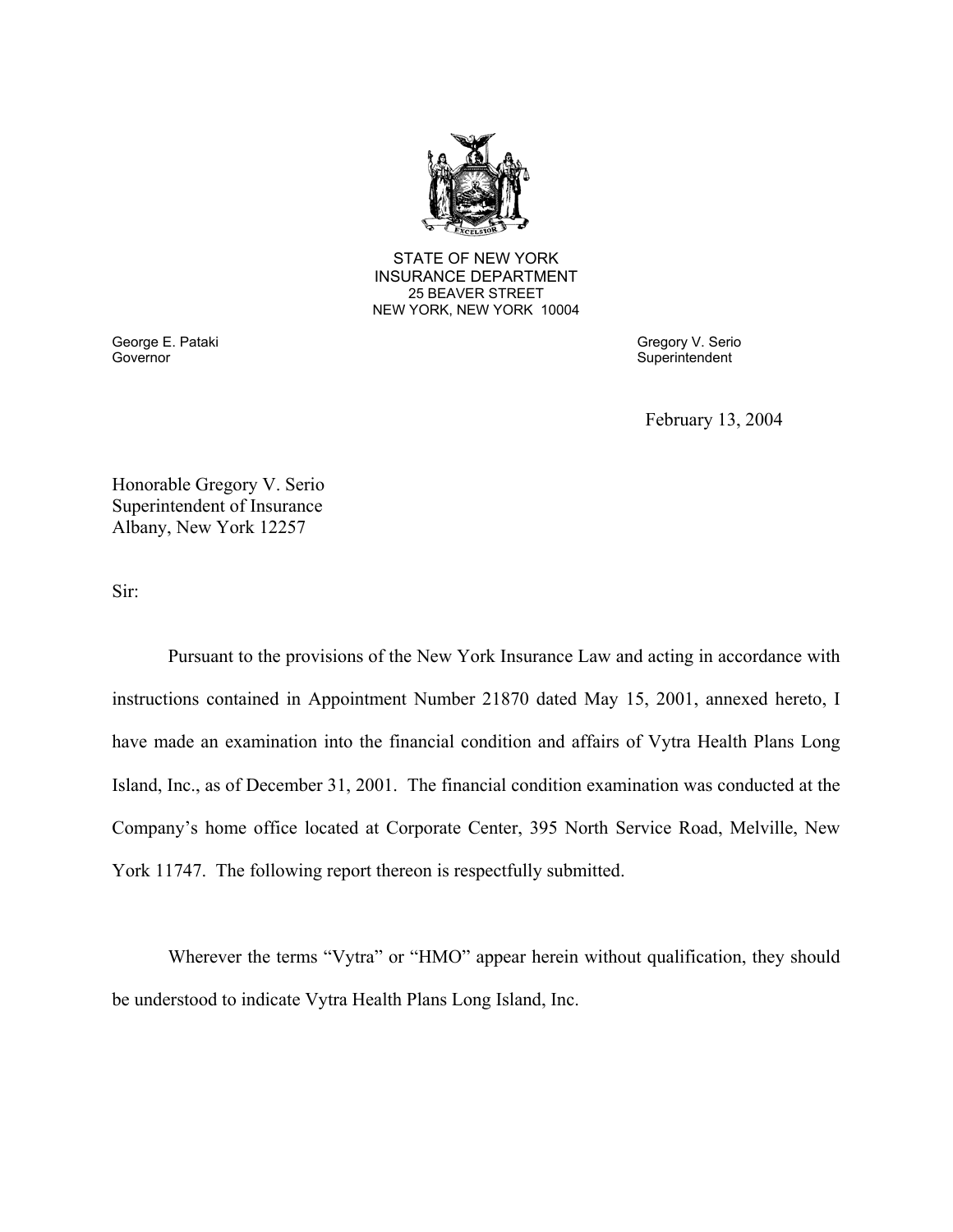STATE OF NEW YORK
INSURANCE DEPARTMENT
25 BEAVER STREET
NEW YORK, NEW YORK 10004

George E. Pataki
Governor

Gregory V. Serio
Superintendent

February 13, 2004

Honorable Gregory V. Serio
Superintendent of Insurance
Albany, New York 12257

Sir:

Pursuant to the provisions of the New York Insurance Law and acting in accordance with instructions contained in Appointment Number 21870 dated May 15, 2001, annexed hereto, I have made an examination into the financial condition and affairs of Vytra Health Plans Long Island, Inc., as of December 31, 2001. The financial condition examination was conducted at the Company's home office located at Corporate Center, 395 North Service Road, Melville, New York 11747. The following report thereon is respectfully submitted.

Wherever the terms "Vytra" or "HMO" appear herein without qualification, they should be understood to indicate Vytra Health Plans Long Island, Inc.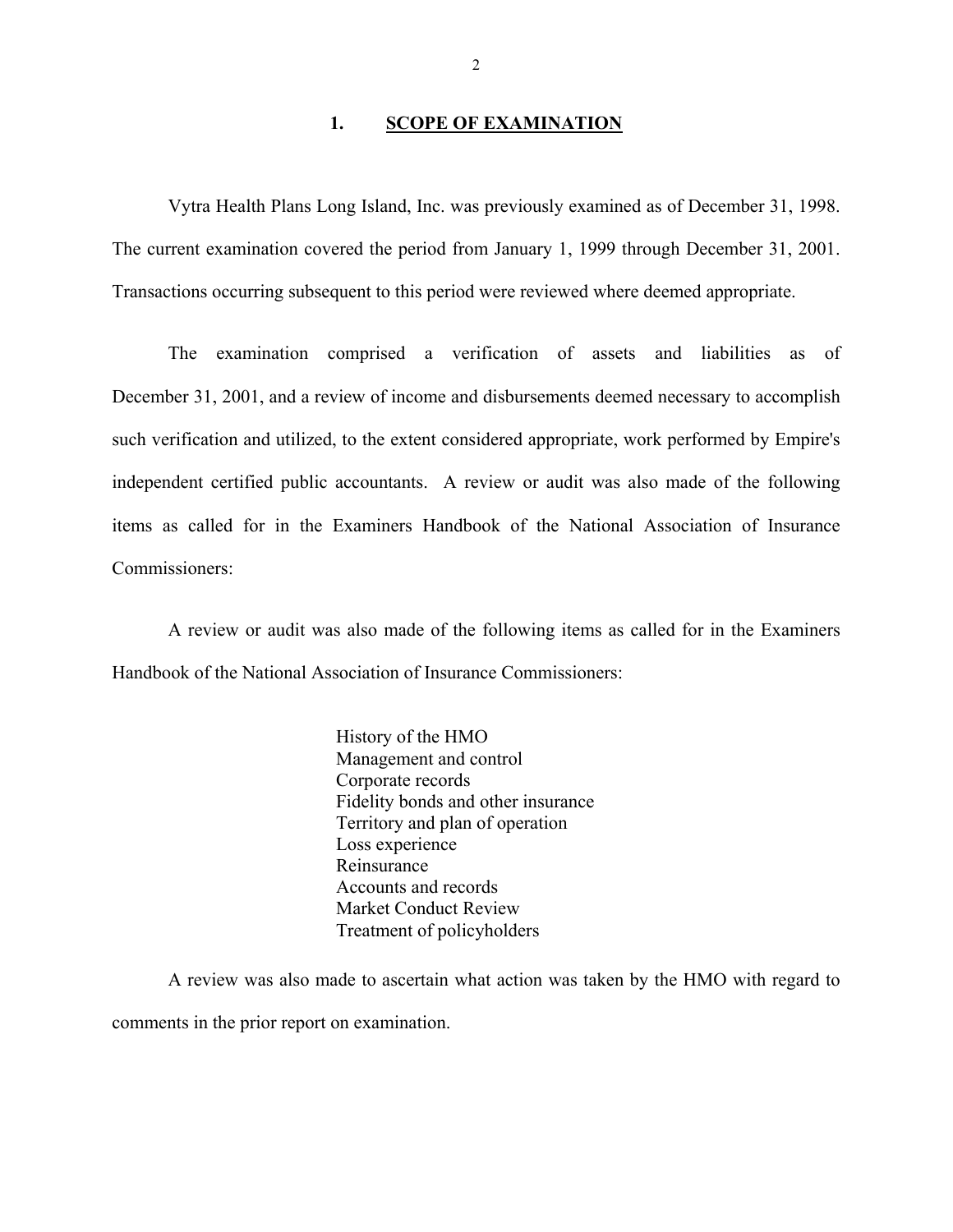## 1. SCOPE OF EXAMINATION

Vytra Health Plans Long Island, Inc. was previously examined as of December 31, 1998. The current examination covered the period from January 1, 1999 through December 31, 2001. Transactions occurring subsequent to this period were reviewed where deemed appropriate.

The examination comprised a verification of assets and liabilities as of December 31, 2001, and a review of income and disbursements deemed necessary to accomplish such verification and utilized, to the extent considered appropriate, work performed by Empire's independent certified public accountants. A review or audit was also made of the following items as called for in the Examiners Handbook of the National Association of Insurance Commissioners:

A review or audit was also made of the following items as called for in the Examiners Handbook of the National Association of Insurance Commissioners:

- History of the HMO
- Management and control
- Corporate records
- Fidelity bonds and other insurance
- Territory and plan of operation
- Loss experience
- Reinsurance
- Accounts and records
- Market Conduct Review
- Treatment of policyholders

A review was also made to ascertain what action was taken by the HMO with regard to comments in the prior report on examination.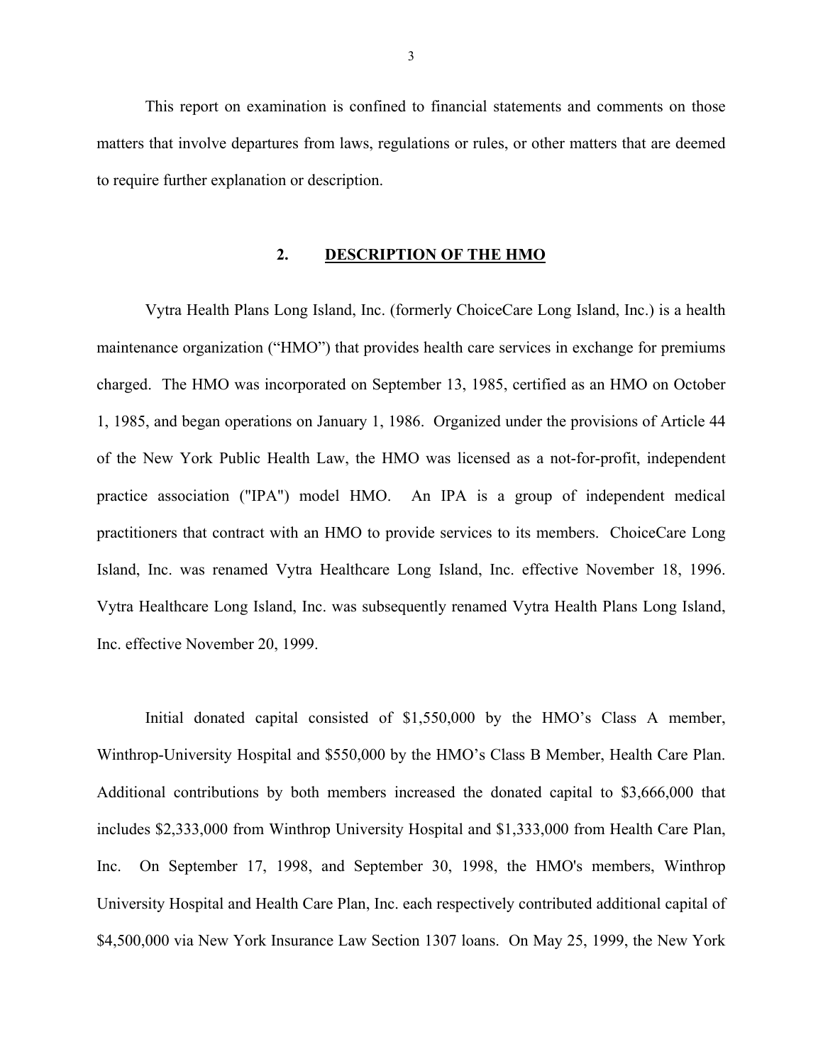This report on examination is confined to financial statements and comments on those matters that involve departures from laws, regulations or rules, or other matters that are deemed to require further explanation or description.

## 2. DESCRIPTION OF THE HMO

Vytra Health Plans Long Island, Inc. (formerly ChoiceCare Long Island, Inc.) is a health maintenance organization ("HMO") that provides health care services in exchange for premiums charged. The HMO was incorporated on September 13, 1985, certified as an HMO on October 1, 1985, and began operations on January 1, 1986. Organized under the provisions of Article 44 of the New York Public Health Law, the HMO was licensed as a not-for-profit, independent practice association ("IPA") model HMO. An IPA is a group of independent medical practitioners that contract with an HMO to provide services to its members. ChoiceCare Long Island, Inc. was renamed Vytra Healthcare Long Island, Inc. effective November 18, 1996. Vytra Healthcare Long Island, Inc. was subsequently renamed Vytra Health Plans Long Island, Inc. effective November 20, 1999.

Initial donated capital consisted of $1,550,000 by the HMO's Class A member, Winthrop-University Hospital and $550,000 by the HMO's Class B Member, Health Care Plan. Additional contributions by both members increased the donated capital to $3,666,000 that includes $2,333,000 from Winthrop University Hospital and $1,333,000 from Health Care Plan, Inc. On September 17, 1998, and September 30, 1998, the HMO's members, Winthrop University Hospital and Health Care Plan, Inc. each respectively contributed additional capital of $4,500,000 via New York Insurance Law Section 1307 loans. On May 25, 1999, the New York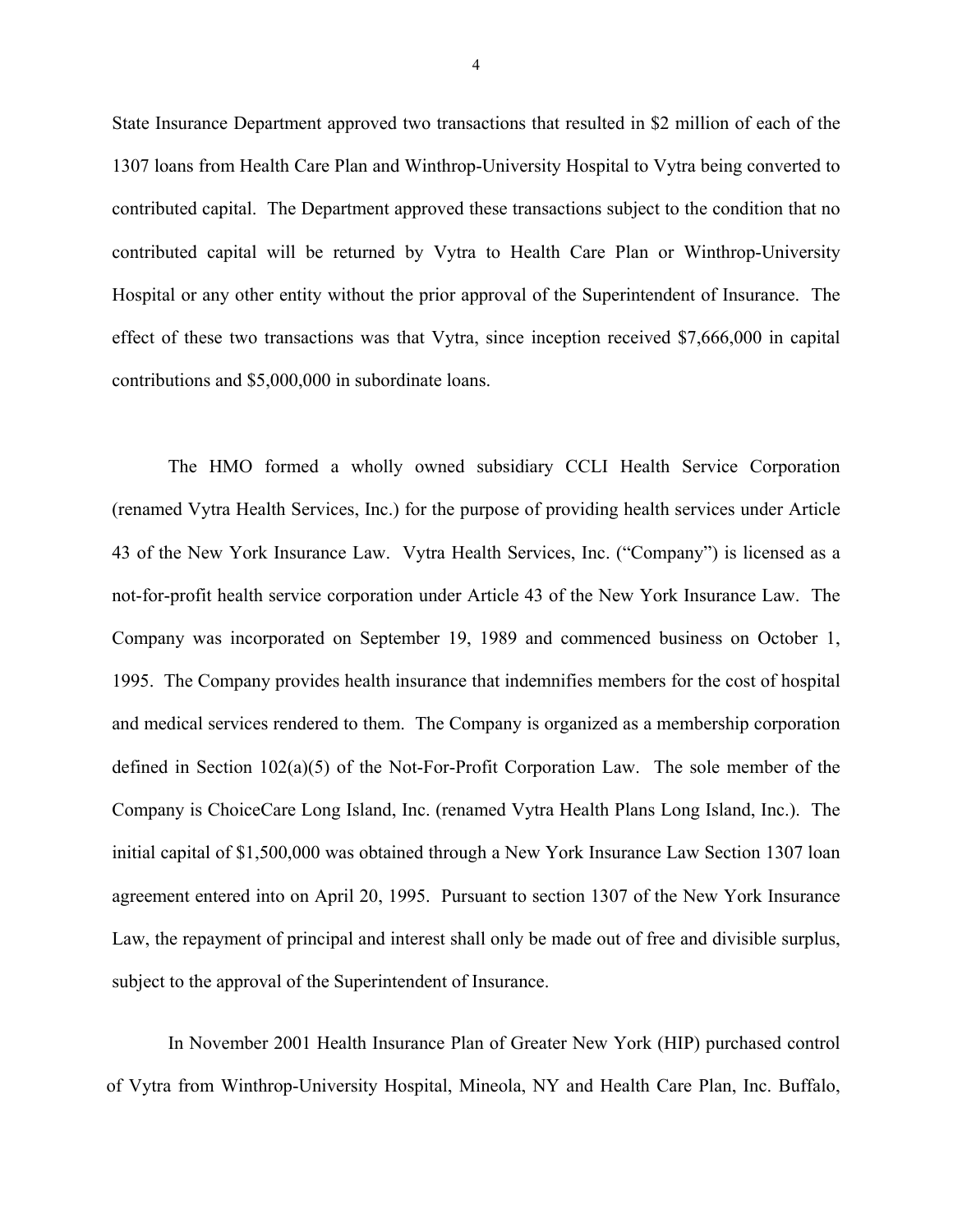State Insurance Department approved two transactions that resulted in $2 million of each of the 1307 loans from Health Care Plan and Winthrop-University Hospital to Vytra being converted to contributed capital. The Department approved these transactions subject to the condition that no contributed capital will be returned by Vytra to Health Care Plan or Winthrop-University Hospital or any other entity without the prior approval of the Superintendent of Insurance. The effect of these two transactions was that Vytra, since inception received $7,666,000 in capital contributions and $5,000,000 in subordinate loans.

The HMO formed a wholly owned subsidiary CCLI Health Service Corporation (renamed Vytra Health Services, Inc.) for the purpose of providing health services under Article 43 of the New York Insurance Law. Vytra Health Services, Inc. ("Company") is licensed as a not-for-profit health service corporation under Article 43 of the New York Insurance Law. The Company was incorporated on September 19, 1989 and commenced business on October 1, 1995. The Company provides health insurance that indemnifies members for the cost of hospital and medical services rendered to them. The Company is organized as a membership corporation defined in Section 102(a)(5) of the Not-For-Profit Corporation Law. The sole member of the Company is ChoiceCare Long Island, Inc. (renamed Vytra Health Plans Long Island, Inc.). The initial capital of $1,500,000 was obtained through a New York Insurance Law Section 1307 loan agreement entered into on April 20, 1995. Pursuant to section 1307 of the New York Insurance Law, the repayment of principal and interest shall only be made out of free and divisible surplus, subject to the approval of the Superintendent of Insurance.

In November 2001 Health Insurance Plan of Greater New York (HIP) purchased control of Vytra from Winthrop-University Hospital, Mineola, NY and Health Care Plan, Inc. Buffalo,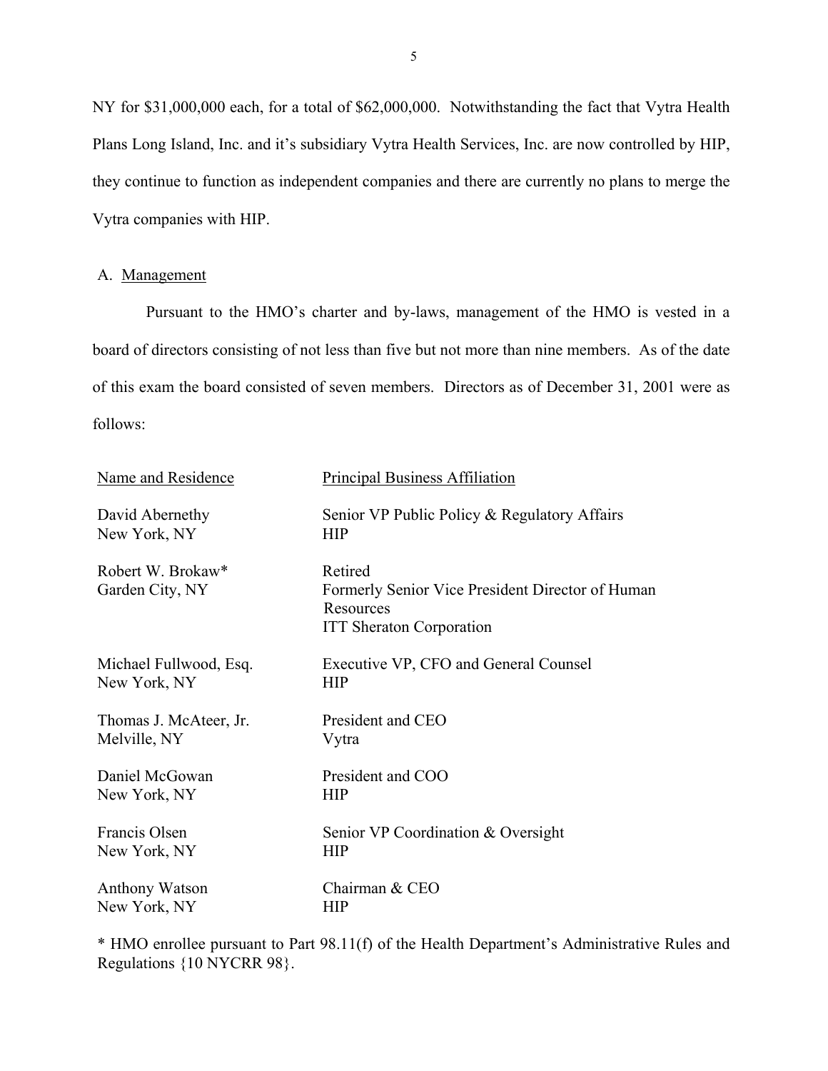NY for $31,000,000 each, for a total of $62,000,000. Notwithstanding the fact that Vytra Health Plans Long Island, Inc. and it's subsidiary Vytra Health Services, Inc. are now controlled by HIP, they continue to function as independent companies and there are currently no plans to merge the Vytra companies with HIP.

A. Management

Pursuant to the HMO's charter and by-laws, management of the HMO is vested in a board of directors consisting of not less than five but not more than nine members. As of the date of this exam the board consisted of seven members. Directors as of December 31, 2001 were as follows:

| Name and Residence | Principal Business Affiliation |
|---|---|
| David Abernethy<br>New York, NY | Senior VP Public Policy & Regulatory Affairs<br>HIP |
| Robert W. Brokaw*<br>Garden City, NY | Retired<br>Formerly Senior Vice President Director of Human Resources<br>ITT Sheraton Corporation |
| Michael Fullwood, Esq.<br>New York, NY | Executive VP, CFO and General Counsel<br>HIP |
| Thomas J. McAteer, Jr.<br>Melville, NY | President and CEO<br>Vytra |
| Daniel McGowan<br>New York, NY | President and COO<br>HIP |
| Francis Olsen<br>New York, NY | Senior VP Coordination & Oversight<br>HIP |
| Anthony Watson<br>New York, NY | Chairman & CEO<br>HIP |

* HMO enrollee pursuant to Part 98.11(f) of the Health Department's Administrative Rules and Regulations {10 NYCRR 98}.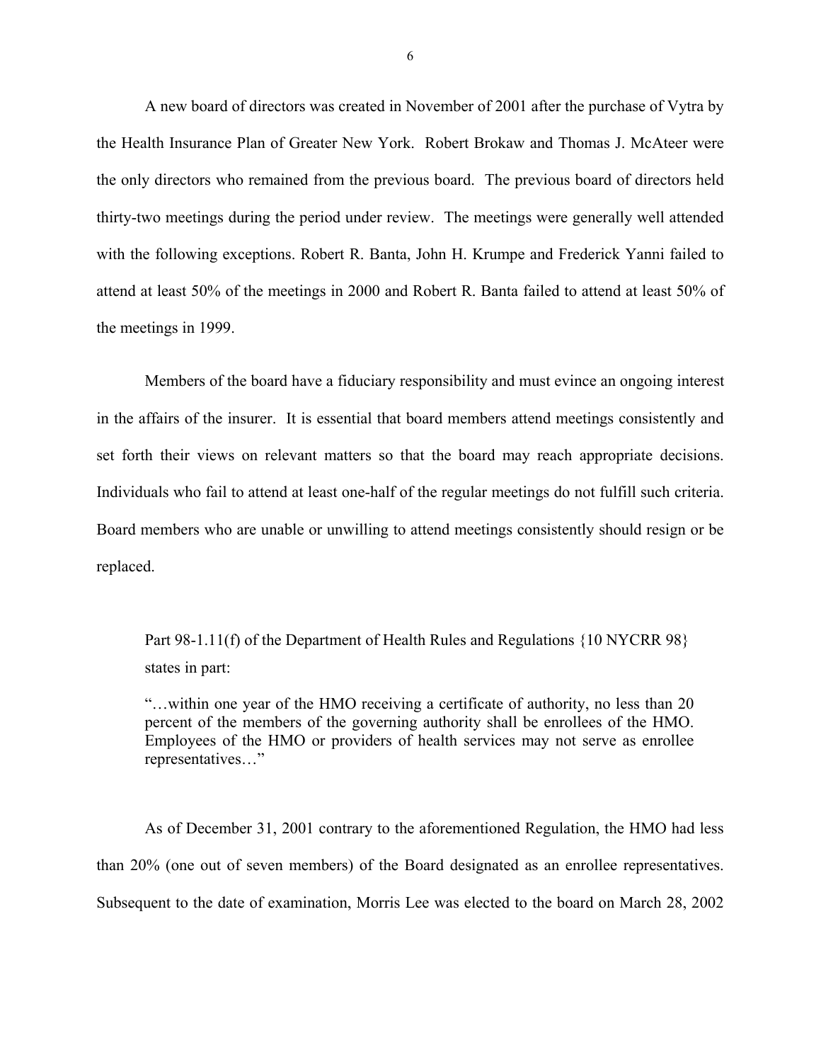A new board of directors was created in November of 2001 after the purchase of Vytra by the Health Insurance Plan of Greater New York. Robert Brokaw and Thomas J. McAteer were the only directors who remained from the previous board. The previous board of directors held thirty-two meetings during the period under review. The meetings were generally well attended with the following exceptions. Robert R. Banta, John H. Krumpe and Frederick Yanni failed to attend at least 50% of the meetings in 2000 and Robert R. Banta failed to attend at least 50% of the meetings in 1999.

Members of the board have a fiduciary responsibility and must evince an ongoing interest in the affairs of the insurer. It is essential that board members attend meetings consistently and set forth their views on relevant matters so that the board may reach appropriate decisions. Individuals who fail to attend at least one-half of the regular meetings do not fulfill such criteria. Board members who are unable or unwilling to attend meetings consistently should resign or be replaced.

> Part 98-1.11(f) of the Department of Health Rules and Regulations {10 NYCRR 98} states in part:
>
> "…within one year of the HMO receiving a certificate of authority, no less than 20 percent of the members of the governing authority shall be enrollees of the HMO. Employees of the HMO or providers of health services may not serve as enrollee representatives…"

As of December 31, 2001 contrary to the aforementioned Regulation, the HMO had less than 20% (one out of seven members) of the Board designated as an enrollee representatives. Subsequent to the date of examination, Morris Lee was elected to the board on March 28, 2002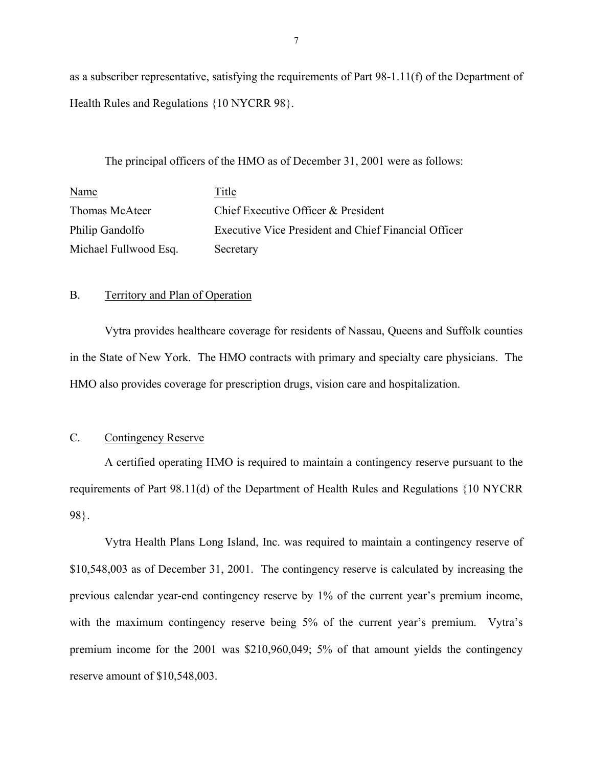as a subscriber representative, satisfying the requirements of Part 98-1.11(f) of the Department of Health Rules and Regulations {10 NYCRR 98}.

The principal officers of the HMO as of December 31, 2001 were as follows:

| Name | Title |
|---|---|
| Thomas McAteer | Chief Executive Officer & President |
| Philip Gandolfo | Executive Vice President and Chief Financial Officer |
| Michael Fullwood Esq. | Secretary |

## B. Territory and Plan of Operation

Vytra provides healthcare coverage for residents of Nassau, Queens and Suffolk counties in the State of New York. The HMO contracts with primary and specialty care physicians. The HMO also provides coverage for prescription drugs, vision care and hospitalization.

## C. Contingency Reserve

A certified operating HMO is required to maintain a contingency reserve pursuant to the requirements of Part 98.11(d) of the Department of Health Rules and Regulations {10 NYCRR 98}.

Vytra Health Plans Long Island, Inc. was required to maintain a contingency reserve of $10,548,003 as of December 31, 2001. The contingency reserve is calculated by increasing the previous calendar year-end contingency reserve by 1% of the current year's premium income, with the maximum contingency reserve being 5% of the current year's premium. Vytra's premium income for the 2001 was $210,960,049; 5% of that amount yields the contingency reserve amount of $10,548,003.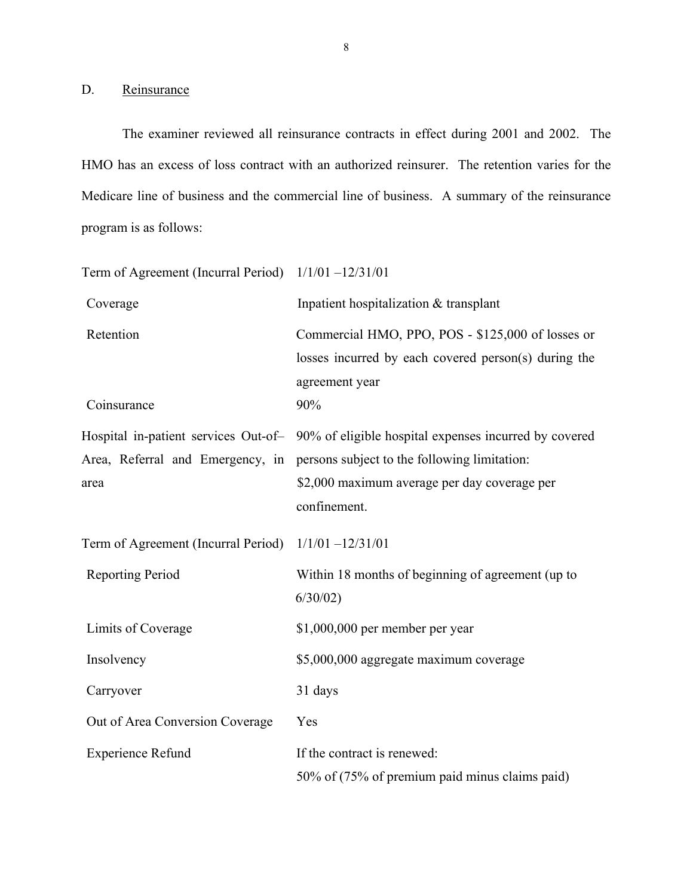## D. Reinsurance

The examiner reviewed all reinsurance contracts in effect during 2001 and 2002. The HMO has an excess of loss contract with an authorized reinsurer. The retention varies for the Medicare line of business and the commercial line of business. A summary of the reinsurance program is as follows:

| | |
|---|---|
| Term of Agreement (Incurral Period) | 1/1/01 –12/31/01 |
| Coverage | Inpatient hospitalization & transplant |
| Retention | Commercial HMO, PPO, POS - $125,000 of losses or losses incurred by each covered person(s) during the agreement year |
| Coinsurance | 90% |
| Hospital in-patient services Out-of–Area, Referral and Emergency, in area | 90% of eligible hospital expenses incurred by covered persons subject to the following limitation: $2,000 maximum average per day coverage per confinement. |
| Term of Agreement (Incurral Period) | 1/1/01 –12/31/01 |
| Reporting Period | Within 18 months of beginning of agreement (up to 6/30/02) |
| Limits of Coverage | $1,000,000 per member per year |
| Insolvency | $5,000,000 aggregate maximum coverage |
| Carryover | 31 days |
| Out of Area Conversion Coverage | Yes |
| Experience Refund | If the contract is renewed: 50% of (75% of premium paid minus claims paid) |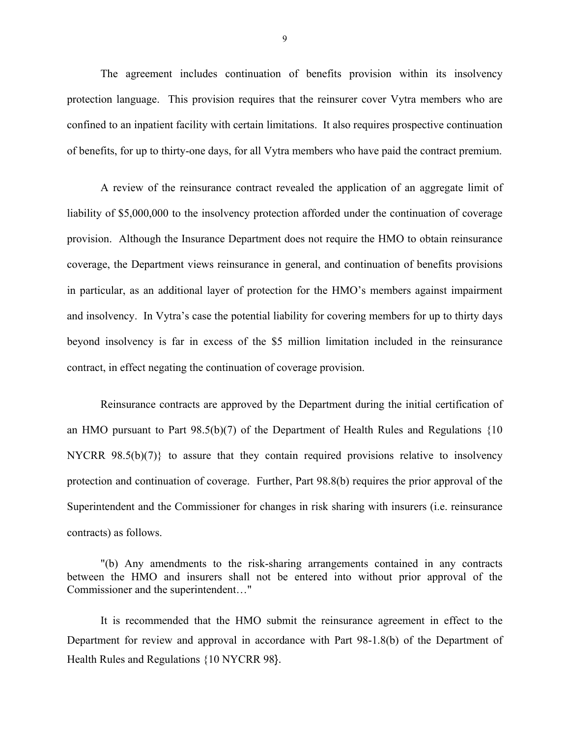The agreement includes continuation of benefits provision within its insolvency protection language. This provision requires that the reinsurer cover Vytra members who are confined to an inpatient facility with certain limitations. It also requires prospective continuation of benefits, for up to thirty-one days, for all Vytra members who have paid the contract premium.

A review of the reinsurance contract revealed the application of an aggregate limit of liability of $5,000,000 to the insolvency protection afforded under the continuation of coverage provision. Although the Insurance Department does not require the HMO to obtain reinsurance coverage, the Department views reinsurance in general, and continuation of benefits provisions in particular, as an additional layer of protection for the HMO's members against impairment and insolvency. In Vytra's case the potential liability for covering members for up to thirty days beyond insolvency is far in excess of the $5 million limitation included in the reinsurance contract, in effect negating the continuation of coverage provision.

Reinsurance contracts are approved by the Department during the initial certification of an HMO pursuant to Part 98.5(b)(7) of the Department of Health Rules and Regulations {10 NYCRR 98.5(b)(7)} to assure that they contain required provisions relative to insolvency protection and continuation of coverage. Further, Part 98.8(b) requires the prior approval of the Superintendent and the Commissioner for changes in risk sharing with insurers (i.e. reinsurance contracts) as follows.

"(b) Any amendments to the risk-sharing arrangements contained in any contracts between the HMO and insurers shall not be entered into without prior approval of the Commissioner and the superintendent…"

It is recommended that the HMO submit the reinsurance agreement in effect to the Department for review and approval in accordance with Part 98-1.8(b) of the Department of Health Rules and Regulations {10 NYCRR 98}.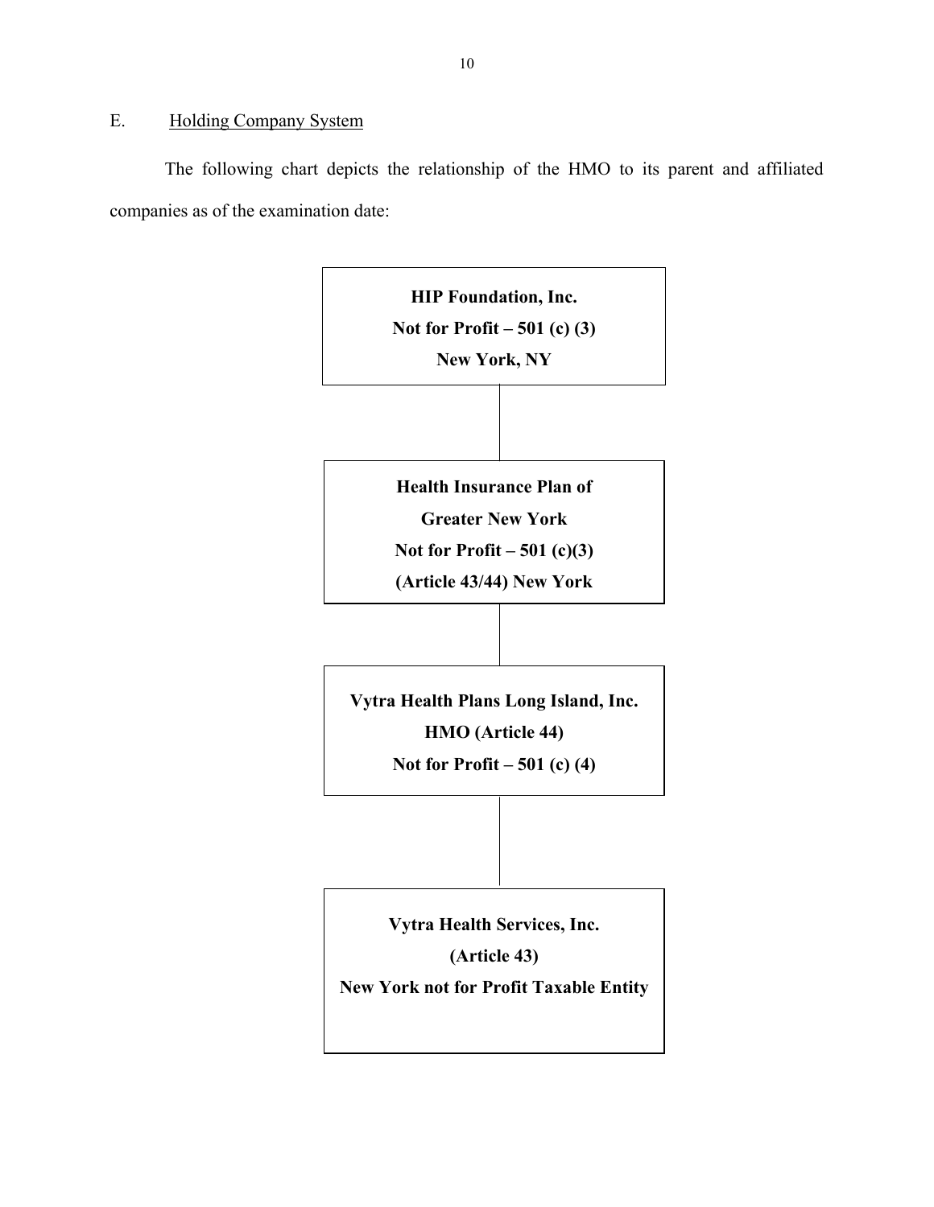## E. Holding Company System

The following chart depicts the relationship of the HMO to its parent and affiliated companies as of the examination date:

**HIP Foundation, Inc.**
**Not for Profit – 501 (c) (3)**
**New York, NY**

|

**Health Insurance Plan of**
**Greater New York**
**Not for Profit – 501 (c)(3)**
**(Article 43/44) New York**

|

**Vytra Health Plans Long Island, Inc.**
**HMO (Article 44)**
**Not for Profit – 501 (c) (4)**

|

**Vytra Health Services, Inc.**
**(Article 43)**
**New York not for Profit Taxable Entity**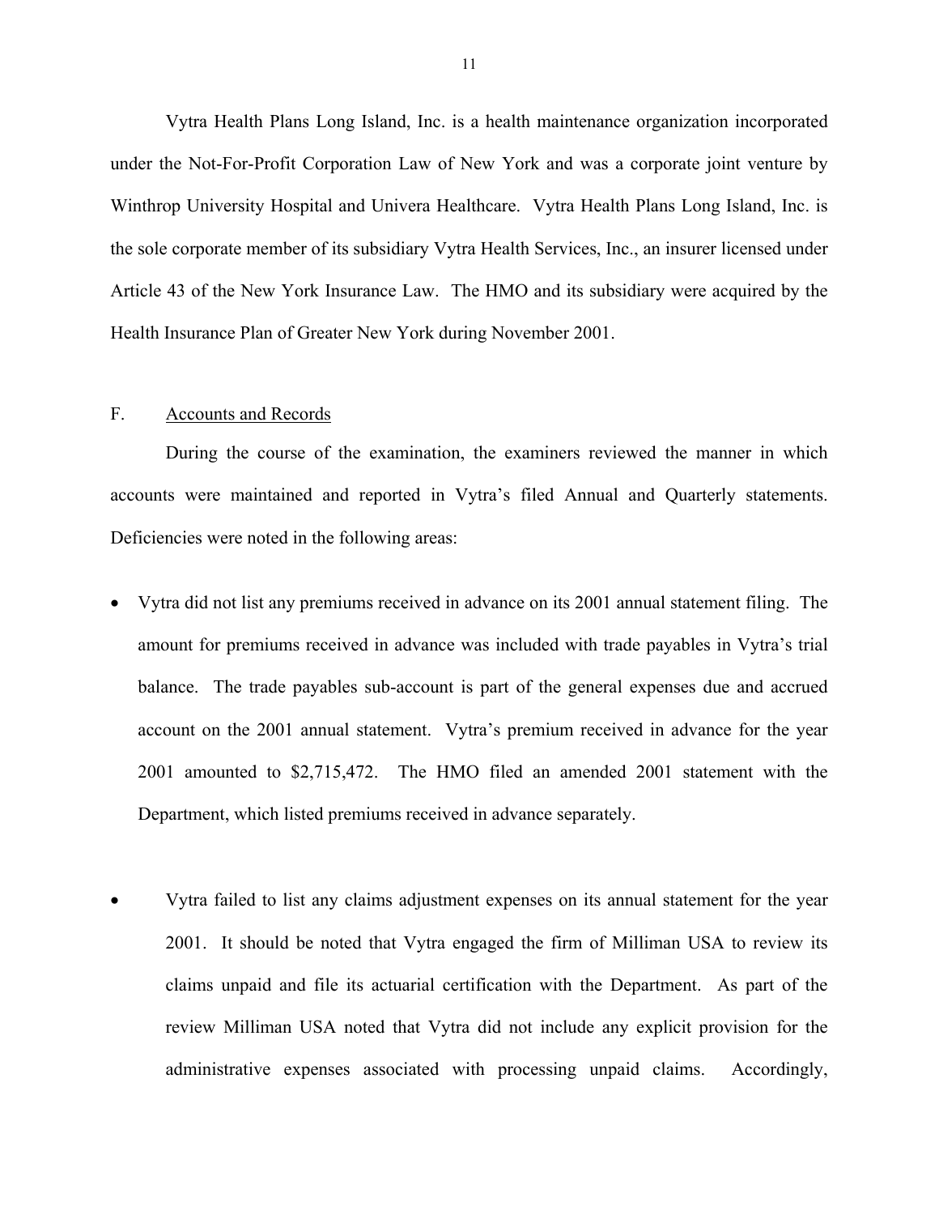Vytra Health Plans Long Island, Inc. is a health maintenance organization incorporated under the Not-For-Profit Corporation Law of New York and was a corporate joint venture by Winthrop University Hospital and Univera Healthcare. Vytra Health Plans Long Island, Inc. is the sole corporate member of its subsidiary Vytra Health Services, Inc., an insurer licensed under Article 43 of the New York Insurance Law. The HMO and its subsidiary were acquired by the Health Insurance Plan of Greater New York during November 2001.

F. Accounts and Records

During the course of the examination, the examiners reviewed the manner in which accounts were maintained and reported in Vytra's filed Annual and Quarterly statements. Deficiencies were noted in the following areas:

- Vytra did not list any premiums received in advance on its 2001 annual statement filing. The amount for premiums received in advance was included with trade payables in Vytra's trial balance. The trade payables sub-account is part of the general expenses due and accrued account on the 2001 annual statement. Vytra's premium received in advance for the year 2001 amounted to $2,715,472. The HMO filed an amended 2001 statement with the Department, which listed premiums received in advance separately.

- Vytra failed to list any claims adjustment expenses on its annual statement for the year 2001. It should be noted that Vytra engaged the firm of Milliman USA to review its claims unpaid and file its actuarial certification with the Department. As part of the review Milliman USA noted that Vytra did not include any explicit provision for the administrative expenses associated with processing unpaid claims. Accordingly,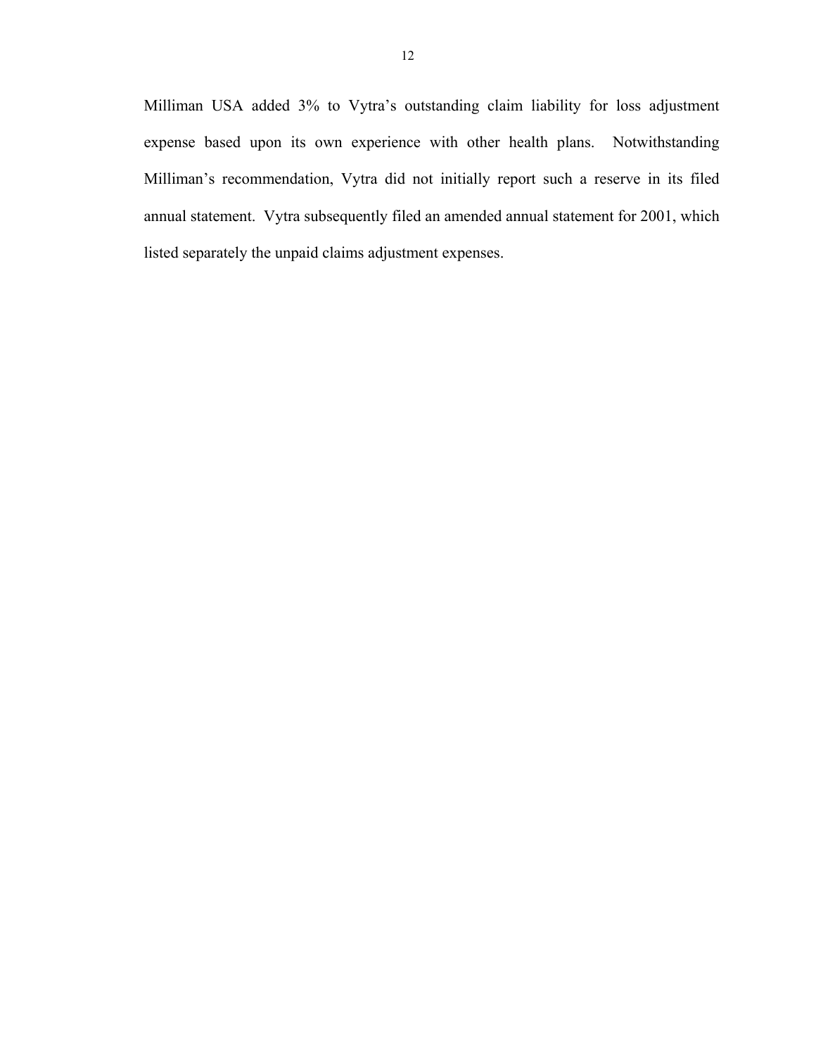Milliman USA added 3% to Vytra's outstanding claim liability for loss adjustment expense based upon its own experience with other health plans. Notwithstanding Milliman's recommendation, Vytra did not initially report such a reserve in its filed annual statement. Vytra subsequently filed an amended annual statement for 2001, which listed separately the unpaid claims adjustment expenses.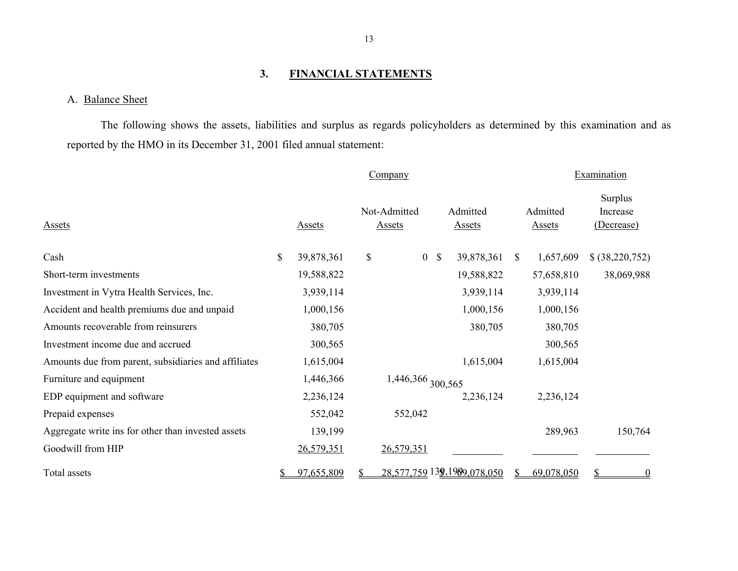## 3. FINANCIAL STATEMENTS

### A. Balance Sheet

The following shows the assets, liabilities and surplus as regards policyholders as determined by this examination and as reported by the HMO in its December 31, 2001 filed annual statement:

| | Company | | | Examination | |
|---|---|---|---|---|---|
| Assets | Assets | Not-Admitted Assets | Admitted Assets | Admitted Assets | Surplus Increase (Decrease) |
| Cash | $ 39,878,361 | $ 0 | $ 39,878,361 | $ 1,657,609 | $ (38,220,752) |
| Short-term investments | 19,588,822 | | 19,588,822 | 57,658,810 | 38,069,988 |
| Investment in Vytra Health Services, Inc. | 3,939,114 | | 3,939,114 | 3,939,114 | |
| Accident and health premiums due and unpaid | 1,000,156 | | 1,000,156 | 1,000,156 | |
| Amounts recoverable from reinsurers | 380,705 | | 380,705 | 380,705 | |
| Investment income due and accrued | 300,565 | | 300,565 | 300,565 | |
| Amounts due from parent, subsidiaries and affiliates | 1,615,004 | | 1,615,004 | 1,615,004 | |
| Furniture and equipment | 1,446,366 | 1,446,366 | | | |
| EDP equipment and software | 2,236,124 | | 2,236,124 | 2,236,124 | |
| Prepaid expenses | 552,042 | 552,042 | | | |
| Aggregate write ins for other than invested assets | 139,199 | | 139,199 | 289,963 | 150,764 |
| Goodwill from HIP | 26,579,351 | 26,579,351 | | | |
| Total assets | $ 97,655,809 | $ 28,577,759 | $ 69,078,050 | $ 69,078,050 | $ 0 |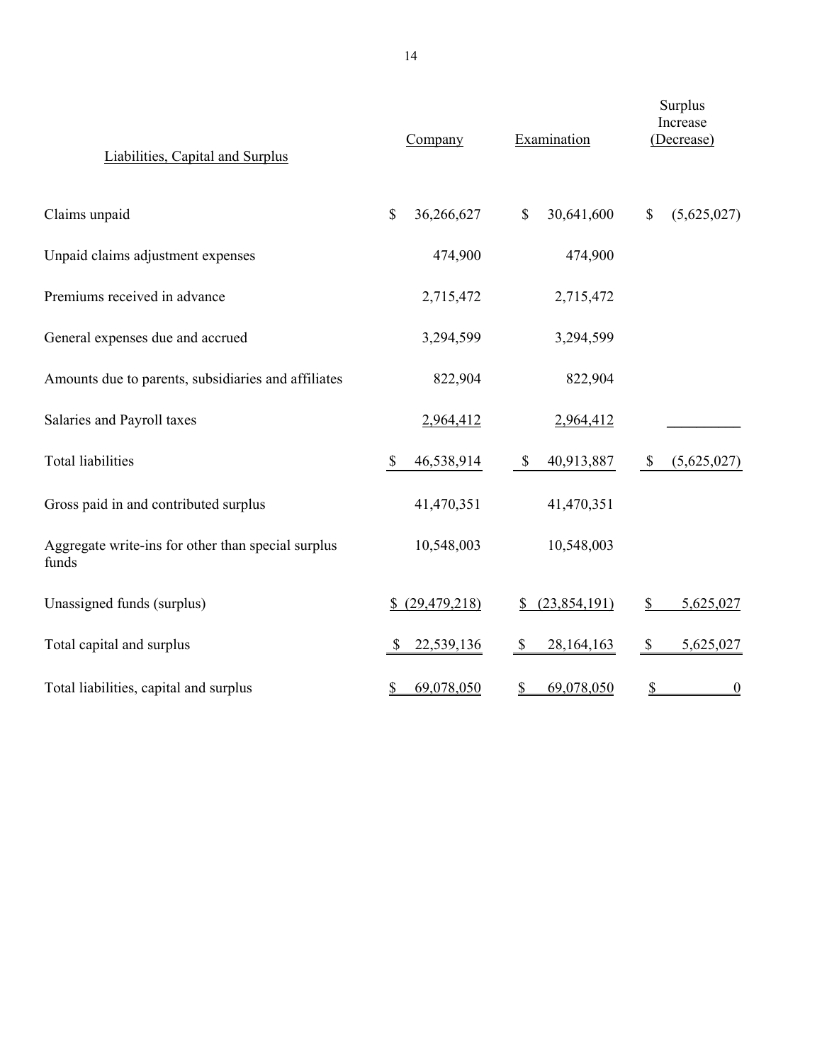| Liabilities, Capital and Surplus | Company | Examination | Surplus Increase (Decrease) |
|---|---|---|---|
| Claims unpaid | $ 36,266,627 | $ 30,641,600 | $ (5,625,027) |
| Unpaid claims adjustment expenses | 474,900 | 474,900 | |
| Premiums received in advance | 2,715,472 | 2,715,472 | |
| General expenses due and accrued | 3,294,599 | 3,294,599 | |
| Amounts due to parents, subsidiaries and affiliates | 822,904 | 822,904 | |
| Salaries and Payroll taxes | 2,964,412 | 2,964,412 | |
| Total liabilities | $ 46,538,914 | $ 40,913,887 | $ (5,625,027) |
| Gross paid in and contributed surplus | 41,470,351 | 41,470,351 | |
| Aggregate write-ins for other than special surplus funds | 10,548,003 | 10,548,003 | |
| Unassigned funds (surplus) | $ (29,479,218) | $ (23,854,191) | $ 5,625,027 |
| Total capital and surplus | $ 22,539,136 | $ 28,164,163 | $ 5,625,027 |
| Total liabilities, capital and surplus | $ 69,078,050 | $ 69,078,050 | $ 0 |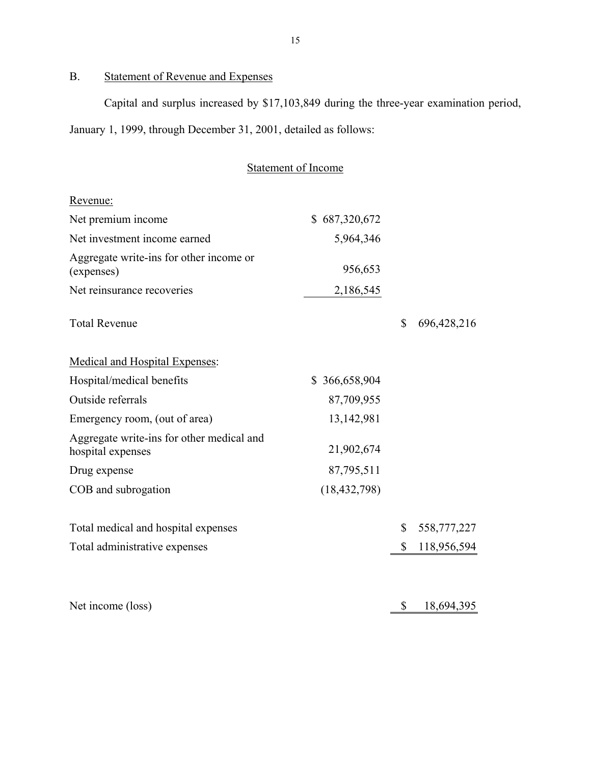## B. Statement of Revenue and Expenses

Capital and surplus increased by $17,103,849 during the three-year examination period, January 1, 1999, through December 31, 2001, detailed as follows:

### Statement of Income

| | | |
|---|---|---|
| Revenue: | | |
| Net premium income | $ 687,320,672 | |
| Net investment income earned | 5,964,346 | |
| Aggregate write-ins for other income or (expenses) | 956,653 | |
| Net reinsurance recoveries | 2,186,545 | |
| Total Revenue | | $ 696,428,216 |
| | | |
| Medical and Hospital Expenses: | | |
| Hospital/medical benefits | $ 366,658,904 | |
| Outside referrals | 87,709,955 | |
| Emergency room, (out of area) | 13,142,981 | |
| Aggregate write-ins for other medical and hospital expenses | 21,902,674 | |
| Drug expense | 87,795,511 | |
| COB and subrogation | (18,432,798) | |
| | | |
| Total medical and hospital expenses | | $ 558,777,227 |
| Total administrative expenses | | $ 118,956,594 |
| | | |
| Net income (loss) | | $ 18,694,395 |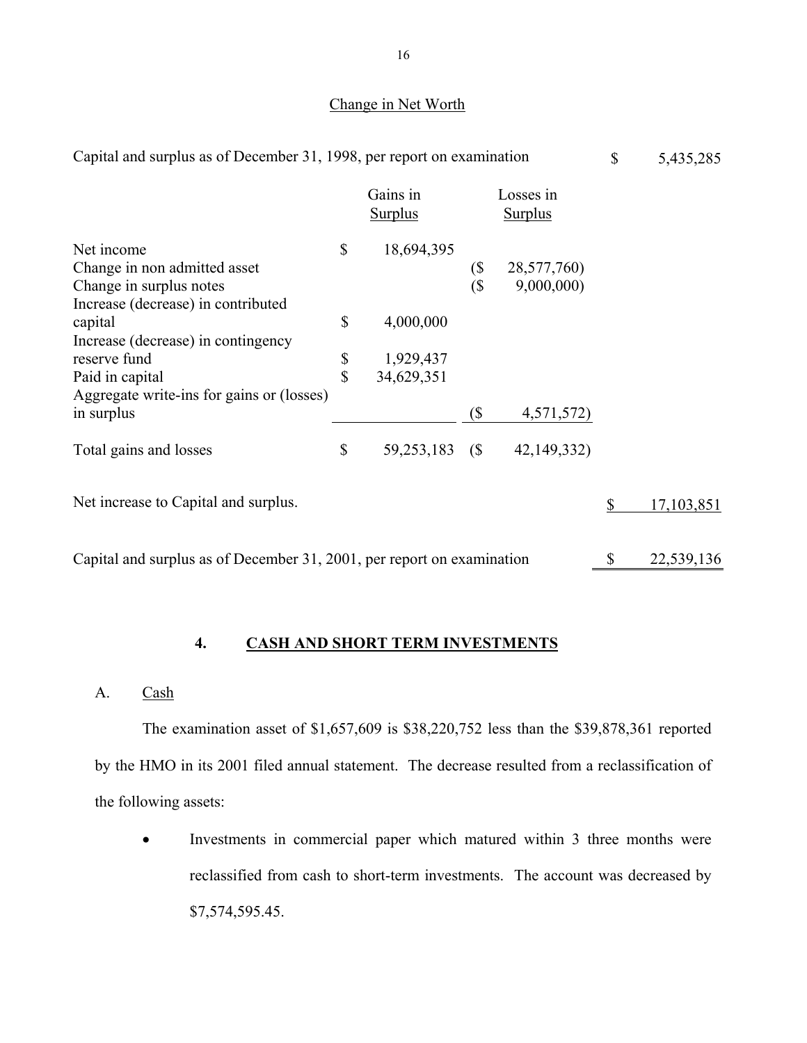## Change in Net Worth

| | Gains in Surplus | Losses in Surplus | |
|---|---|---|---|
| Capital and surplus as of December 31, 1998, per report on examination | | | $ 5,435,285 |
| Net income | $ 18,694,395 | | |
| Change in non admitted asset | | ($ 28,577,760) | |
| Change in surplus notes | | ($ 9,000,000) | |
| Increase (decrease) in contributed capital | $ 4,000,000 | | |
| Increase (decrease) in contingency reserve fund | $ 1,929,437 | | |
| Paid in capital | $ 34,629,351 | | |
| Aggregate write-ins for gains or (losses) in surplus | | ($ 4,571,572) | |
| Total gains and losses | $ 59,253,183 | ($ 42,149,332) | |
| Net increase to Capital and surplus. | | | $ 17,103,851 |
| Capital and surplus as of December 31, 2001, per report on examination | | | $ 22,539,136 |

## 4. CASH AND SHORT TERM INVESTMENTS

A. Cash

The examination asset of $1,657,609 is $38,220,752 less than the $39,878,361 reported by the HMO in its 2001 filed annual statement. The decrease resulted from a reclassification of the following assets:

- Investments in commercial paper which matured within 3 three months were reclassified from cash to short-term investments. The account was decreased by $7,574,595.45.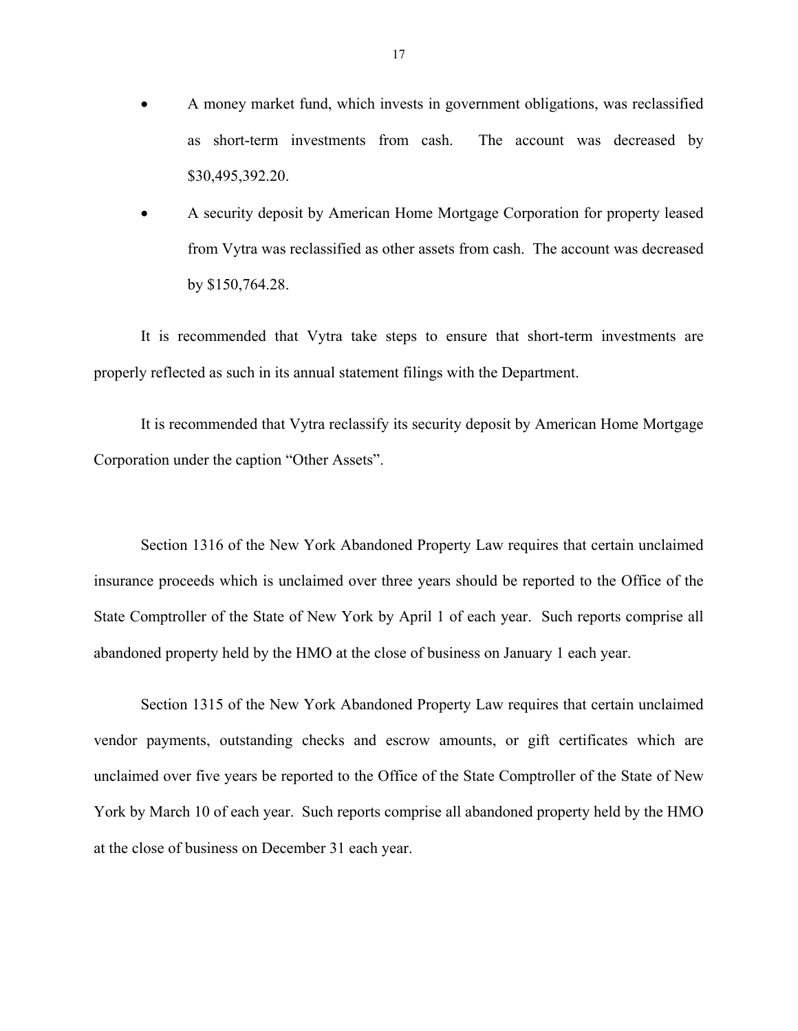- A money market fund, which invests in government obligations, was reclassified as short-term investments from cash. The account was decreased by $30,495,392.20.
- A security deposit by American Home Mortgage Corporation for property leased from Vytra was reclassified as other assets from cash. The account was decreased by $150,764.28.

It is recommended that Vytra take steps to ensure that short-term investments are properly reflected as such in its annual statement filings with the Department.

It is recommended that Vytra reclassify its security deposit by American Home Mortgage Corporation under the caption "Other Assets".

Section 1316 of the New York Abandoned Property Law requires that certain unclaimed insurance proceeds which is unclaimed over three years should be reported to the Office of the State Comptroller of the State of New York by April 1 of each year. Such reports comprise all abandoned property held by the HMO at the close of business on January 1 each year.

Section 1315 of the New York Abandoned Property Law requires that certain unclaimed vendor payments, outstanding checks and escrow amounts, or gift certificates which are unclaimed over five years be reported to the Office of the State Comptroller of the State of New York by March 10 of each year. Such reports comprise all abandoned property held by the HMO at the close of business on December 31 each year.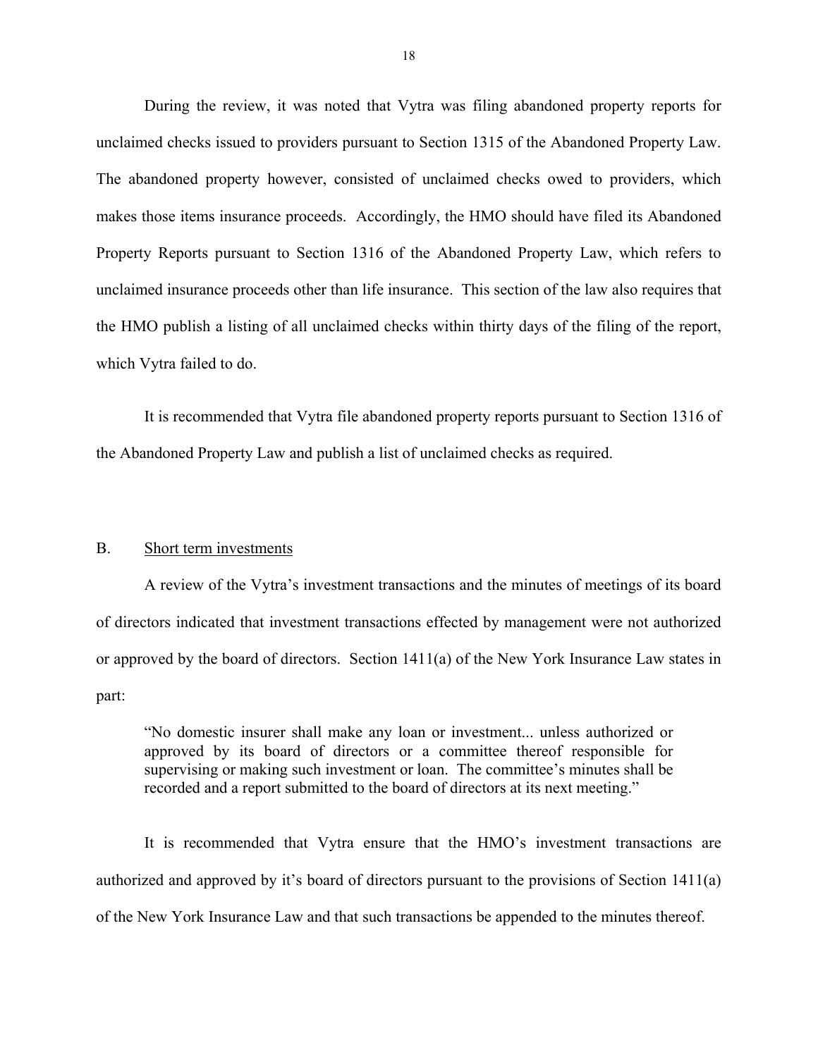During the review, it was noted that Vytra was filing abandoned property reports for unclaimed checks issued to providers pursuant to Section 1315 of the Abandoned Property Law. The abandoned property however, consisted of unclaimed checks owed to providers, which makes those items insurance proceeds. Accordingly, the HMO should have filed its Abandoned Property Reports pursuant to Section 1316 of the Abandoned Property Law, which refers to unclaimed insurance proceeds other than life insurance. This section of the law also requires that the HMO publish a listing of all unclaimed checks within thirty days of the filing of the report, which Vytra failed to do.

It is recommended that Vytra file abandoned property reports pursuant to Section 1316 of the Abandoned Property Law and publish a list of unclaimed checks as required.

B. Short term investments

A review of the Vytra's investment transactions and the minutes of meetings of its board of directors indicated that investment transactions effected by management were not authorized or approved by the board of directors. Section 1411(a) of the New York Insurance Law states in part:

> "No domestic insurer shall make any loan or investment... unless authorized or approved by its board of directors or a committee thereof responsible for supervising or making such investment or loan. The committee's minutes shall be recorded and a report submitted to the board of directors at its next meeting."

It is recommended that Vytra ensure that the HMO's investment transactions are authorized and approved by it's board of directors pursuant to the provisions of Section 1411(a) of the New York Insurance Law and that such transactions be appended to the minutes thereof.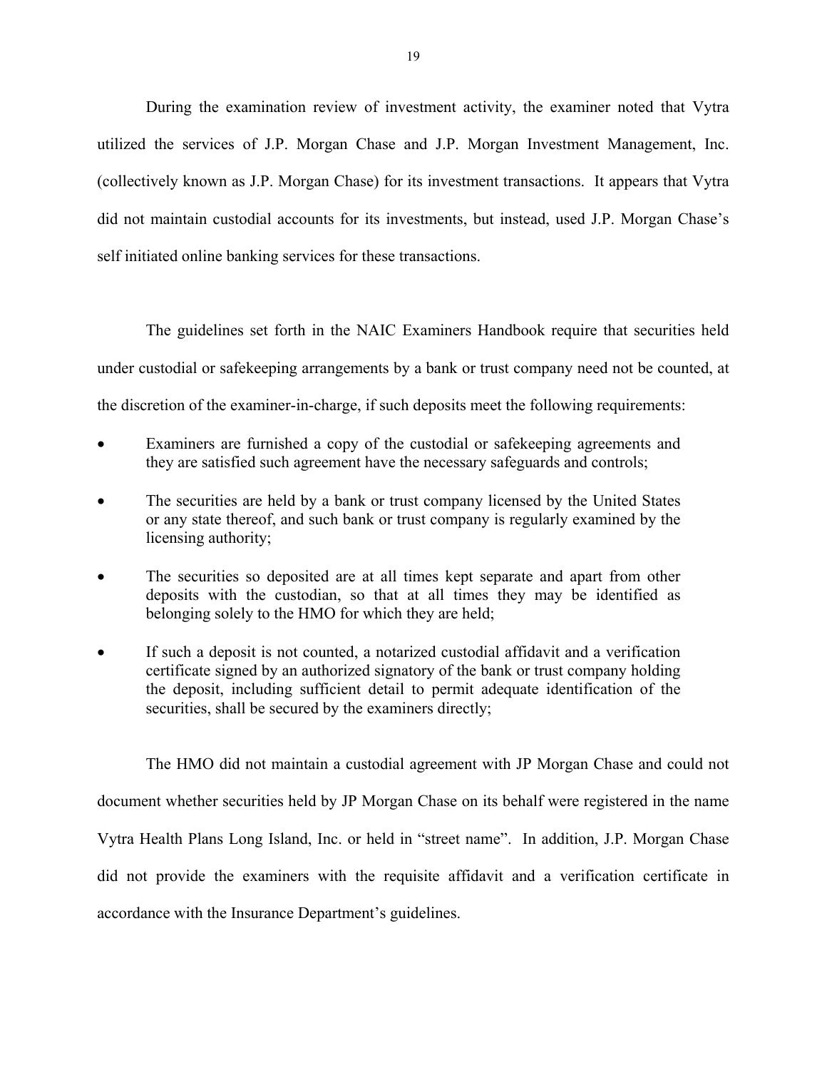During the examination review of investment activity, the examiner noted that Vytra utilized the services of J.P. Morgan Chase and J.P. Morgan Investment Management, Inc. (collectively known as J.P. Morgan Chase) for its investment transactions. It appears that Vytra did not maintain custodial accounts for its investments, but instead, used J.P. Morgan Chase's self initiated online banking services for these transactions.

The guidelines set forth in the NAIC Examiners Handbook require that securities held under custodial or safekeeping arrangements by a bank or trust company need not be counted, at the discretion of the examiner-in-charge, if such deposits meet the following requirements:

- Examiners are furnished a copy of the custodial or safekeeping agreements and they are satisfied such agreement have the necessary safeguards and controls;
- The securities are held by a bank or trust company licensed by the United States or any state thereof, and such bank or trust company is regularly examined by the licensing authority;
- The securities so deposited are at all times kept separate and apart from other deposits with the custodian, so that at all times they may be identified as belonging solely to the HMO for which they are held;
- If such a deposit is not counted, a notarized custodial affidavit and a verification certificate signed by an authorized signatory of the bank or trust company holding the deposit, including sufficient detail to permit adequate identification of the securities, shall be secured by the examiners directly;

The HMO did not maintain a custodial agreement with JP Morgan Chase and could not document whether securities held by JP Morgan Chase on its behalf were registered in the name Vytra Health Plans Long Island, Inc. or held in "street name". In addition, J.P. Morgan Chase did not provide the examiners with the requisite affidavit and a verification certificate in accordance with the Insurance Department's guidelines.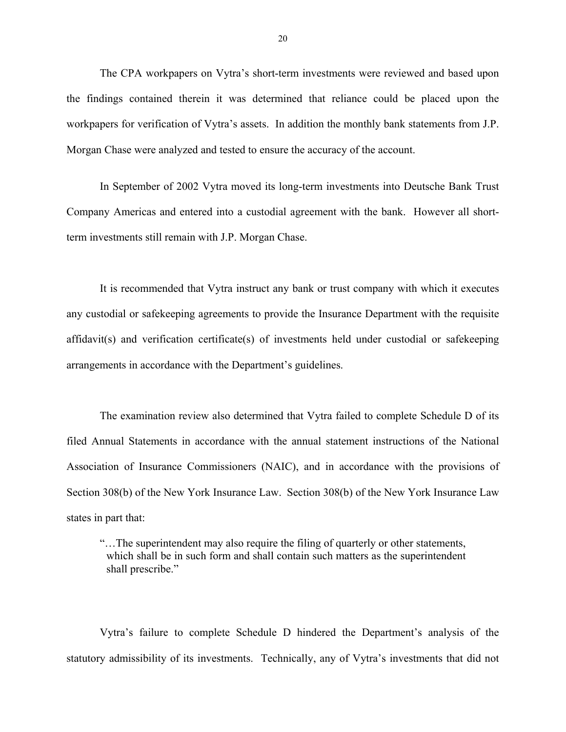The CPA workpapers on Vytra's short-term investments were reviewed and based upon the findings contained therein it was determined that reliance could be placed upon the workpapers for verification of Vytra's assets. In addition the monthly bank statements from J.P. Morgan Chase were analyzed and tested to ensure the accuracy of the account.

In September of 2002 Vytra moved its long-term investments into Deutsche Bank Trust Company Americas and entered into a custodial agreement with the bank. However all short-term investments still remain with J.P. Morgan Chase.

It is recommended that Vytra instruct any bank or trust company with which it executes any custodial or safekeeping agreements to provide the Insurance Department with the requisite affidavit(s) and verification certificate(s) of investments held under custodial or safekeeping arrangements in accordance with the Department's guidelines.

The examination review also determined that Vytra failed to complete Schedule D of its filed Annual Statements in accordance with the annual statement instructions of the National Association of Insurance Commissioners (NAIC), and in accordance with the provisions of Section 308(b) of the New York Insurance Law. Section 308(b) of the New York Insurance Law states in part that:

> "…The superintendent may also require the filing of quarterly or other statements, which shall be in such form and shall contain such matters as the superintendent shall prescribe."

Vytra's failure to complete Schedule D hindered the Department's analysis of the statutory admissibility of its investments. Technically, any of Vytra's investments that did not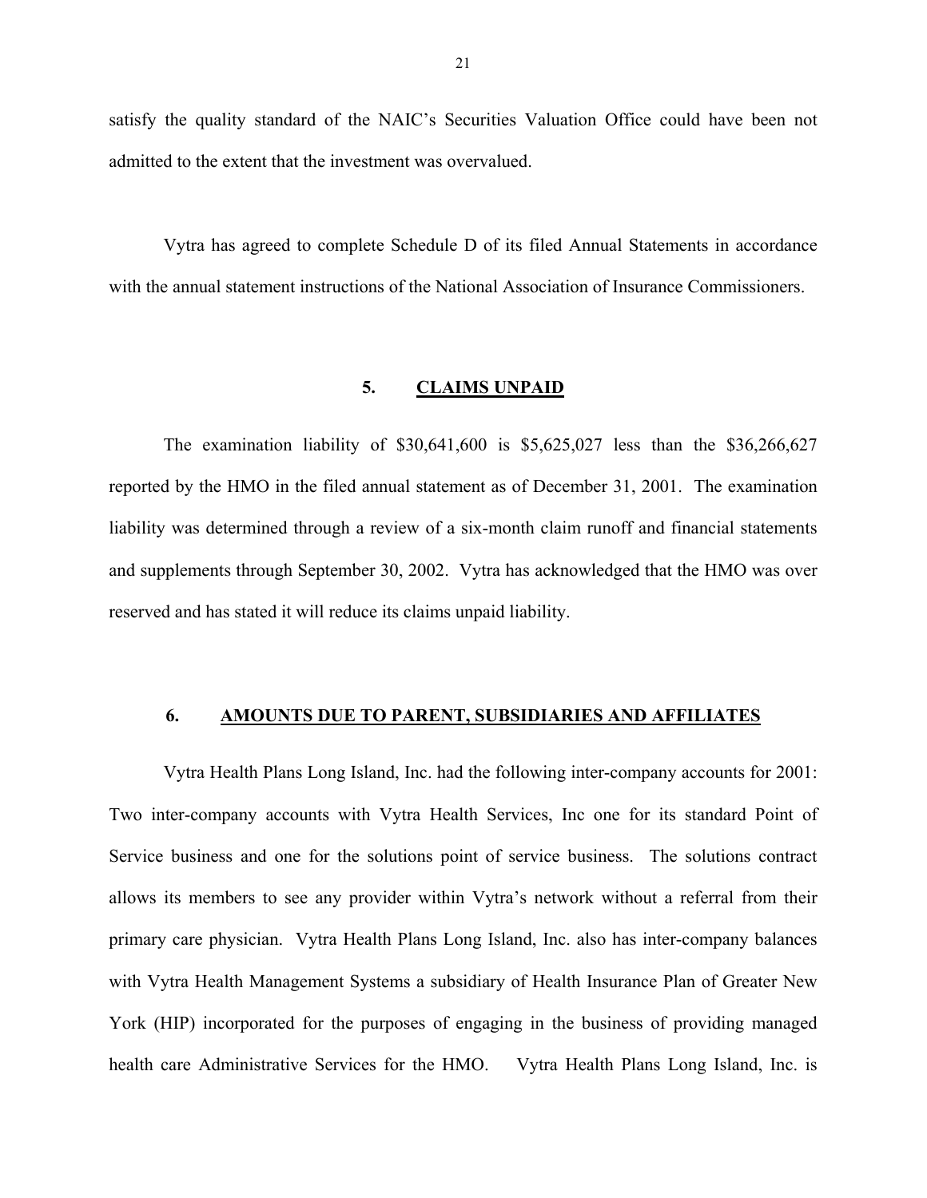satisfy the quality standard of the NAIC's Securities Valuation Office could have been not admitted to the extent that the investment was overvalued.

Vytra has agreed to complete Schedule D of its filed Annual Statements in accordance with the annual statement instructions of the National Association of Insurance Commissioners.

## 5. CLAIMS UNPAID

The examination liability of $30,641,600 is $5,625,027 less than the $36,266,627 reported by the HMO in the filed annual statement as of December 31, 2001. The examination liability was determined through a review of a six-month claim runoff and financial statements and supplements through September 30, 2002. Vytra has acknowledged that the HMO was over reserved and has stated it will reduce its claims unpaid liability.

## 6. AMOUNTS DUE TO PARENT, SUBSIDIARIES AND AFFILIATES

Vytra Health Plans Long Island, Inc. had the following inter-company accounts for 2001: Two inter-company accounts with Vytra Health Services, Inc one for its standard Point of Service business and one for the solutions point of service business. The solutions contract allows its members to see any provider within Vytra's network without a referral from their primary care physician. Vytra Health Plans Long Island, Inc. also has inter-company balances with Vytra Health Management Systems a subsidiary of Health Insurance Plan of Greater New York (HIP) incorporated for the purposes of engaging in the business of providing managed health care Administrative Services for the HMO. Vytra Health Plans Long Island, Inc. is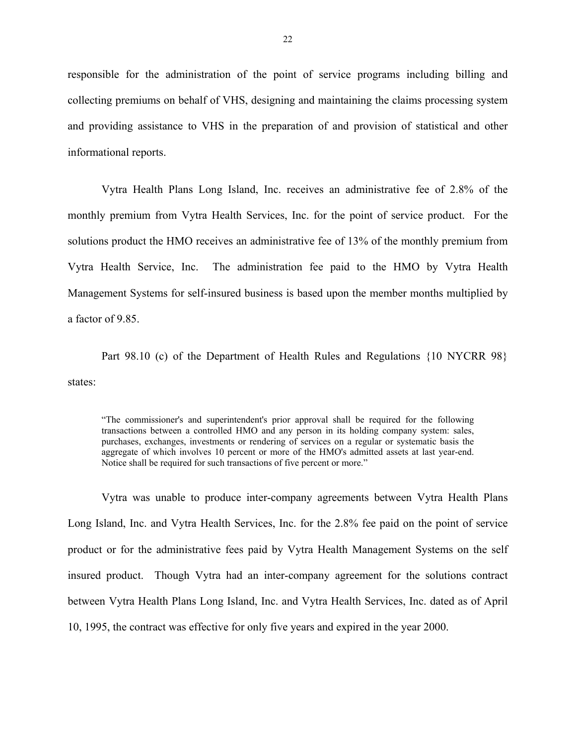responsible for the administration of the point of service programs including billing and collecting premiums on behalf of VHS, designing and maintaining the claims processing system and providing assistance to VHS in the preparation of and provision of statistical and other informational reports.

Vytra Health Plans Long Island, Inc. receives an administrative fee of 2.8% of the monthly premium from Vytra Health Services, Inc. for the point of service product. For the solutions product the HMO receives an administrative fee of 13% of the monthly premium from Vytra Health Service, Inc. The administration fee paid to the HMO by Vytra Health Management Systems for self-insured business is based upon the member months multiplied by a factor of 9.85.

Part 98.10 (c) of the Department of Health Rules and Regulations {10 NYCRR 98} states:

> "The commissioner's and superintendent's prior approval shall be required for the following transactions between a controlled HMO and any person in its holding company system: sales, purchases, exchanges, investments or rendering of services on a regular or systematic basis the aggregate of which involves 10 percent or more of the HMO's admitted assets at last year-end. Notice shall be required for such transactions of five percent or more."

Vytra was unable to produce inter-company agreements between Vytra Health Plans Long Island, Inc. and Vytra Health Services, Inc. for the 2.8% fee paid on the point of service product or for the administrative fees paid by Vytra Health Management Systems on the self insured product. Though Vytra had an inter-company agreement for the solutions contract between Vytra Health Plans Long Island, Inc. and Vytra Health Services, Inc. dated as of April 10, 1995, the contract was effective for only five years and expired in the year 2000.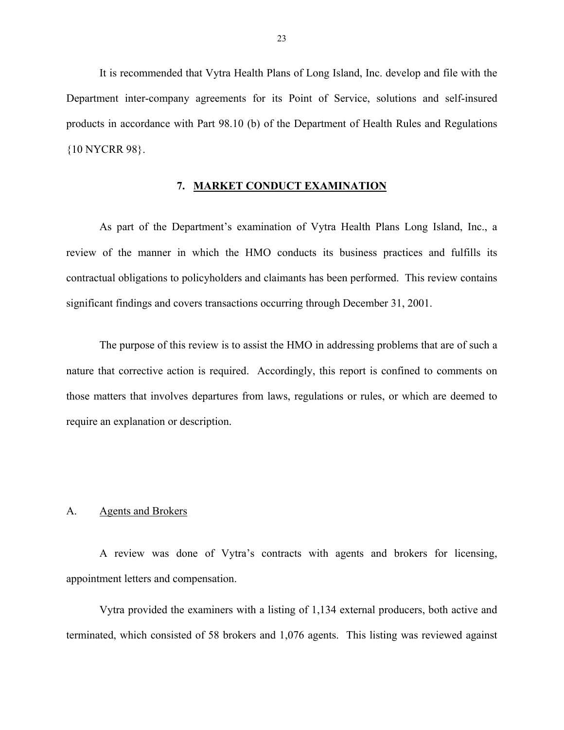It is recommended that Vytra Health Plans of Long Island, Inc. develop and file with the Department inter-company agreements for its Point of Service, solutions and self-insured products in accordance with Part 98.10 (b) of the Department of Health Rules and Regulations {10 NYCRR 98}.

## 7. MARKET CONDUCT EXAMINATION

As part of the Department's examination of Vytra Health Plans Long Island, Inc., a review of the manner in which the HMO conducts its business practices and fulfills its contractual obligations to policyholders and claimants has been performed. This review contains significant findings and covers transactions occurring through December 31, 2001.

The purpose of this review is to assist the HMO in addressing problems that are of such a nature that corrective action is required. Accordingly, this report is confined to comments on those matters that involves departures from laws, regulations or rules, or which are deemed to require an explanation or description.

### A. Agents and Brokers

A review was done of Vytra's contracts with agents and brokers for licensing, appointment letters and compensation.

Vytra provided the examiners with a listing of 1,134 external producers, both active and terminated, which consisted of 58 brokers and 1,076 agents. This listing was reviewed against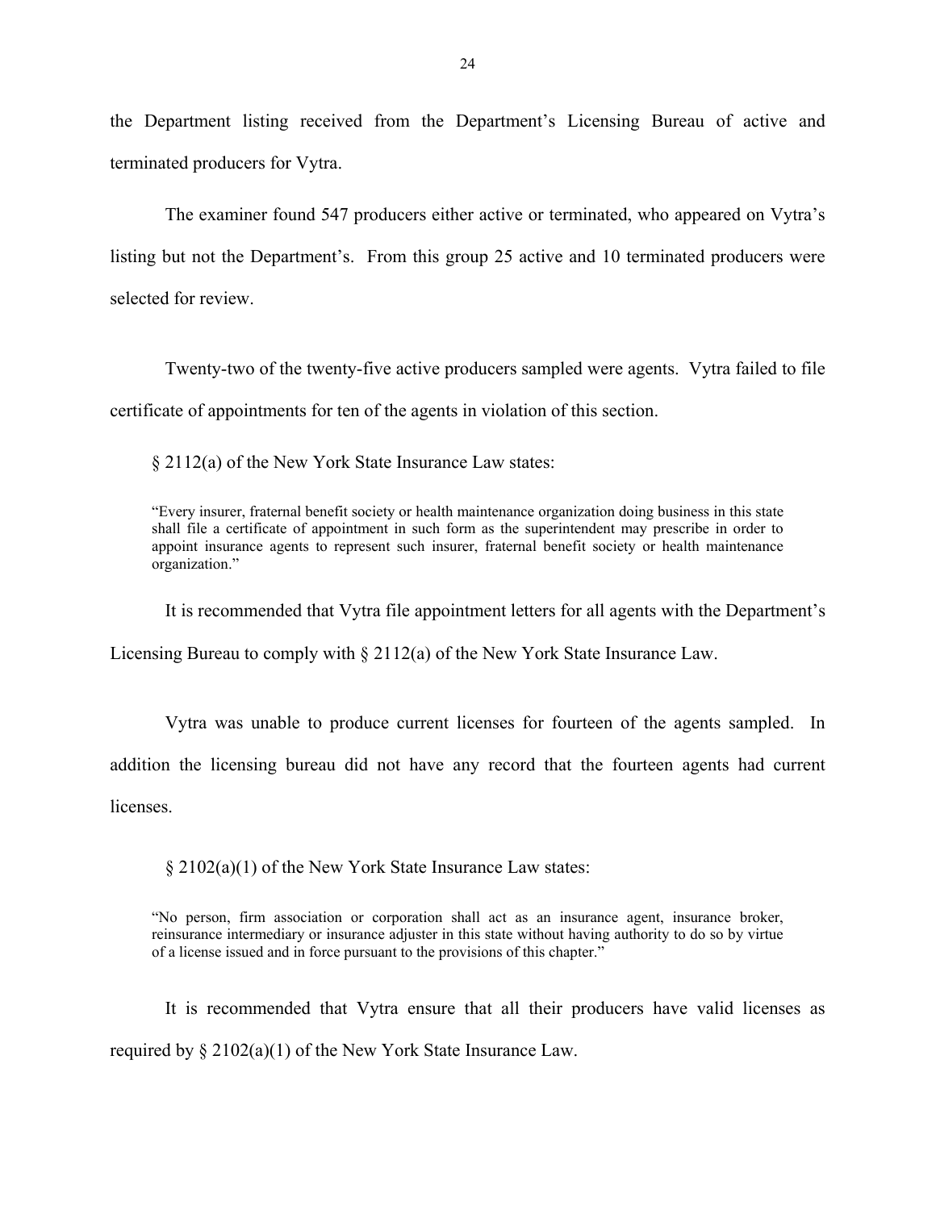the Department listing received from the Department's Licensing Bureau of active and terminated producers for Vytra.

The examiner found 547 producers either active or terminated, who appeared on Vytra's listing but not the Department's. From this group 25 active and 10 terminated producers were selected for review.

Twenty-two of the twenty-five active producers sampled were agents. Vytra failed to file certificate of appointments for ten of the agents in violation of this section.

§ 2112(a) of the New York State Insurance Law states:

> "Every insurer, fraternal benefit society or health maintenance organization doing business in this state shall file a certificate of appointment in such form as the superintendent may prescribe in order to appoint insurance agents to represent such insurer, fraternal benefit society or health maintenance organization."

It is recommended that Vytra file appointment letters for all agents with the Department's Licensing Bureau to comply with § 2112(a) of the New York State Insurance Law.

Vytra was unable to produce current licenses for fourteen of the agents sampled. In addition the licensing bureau did not have any record that the fourteen agents had current licenses.

§ 2102(a)(1) of the New York State Insurance Law states:

> "No person, firm association or corporation shall act as an insurance agent, insurance broker, reinsurance intermediary or insurance adjuster in this state without having authority to do so by virtue of a license issued and in force pursuant to the provisions of this chapter."

It is recommended that Vytra ensure that all their producers have valid licenses as required by § 2102(a)(1) of the New York State Insurance Law.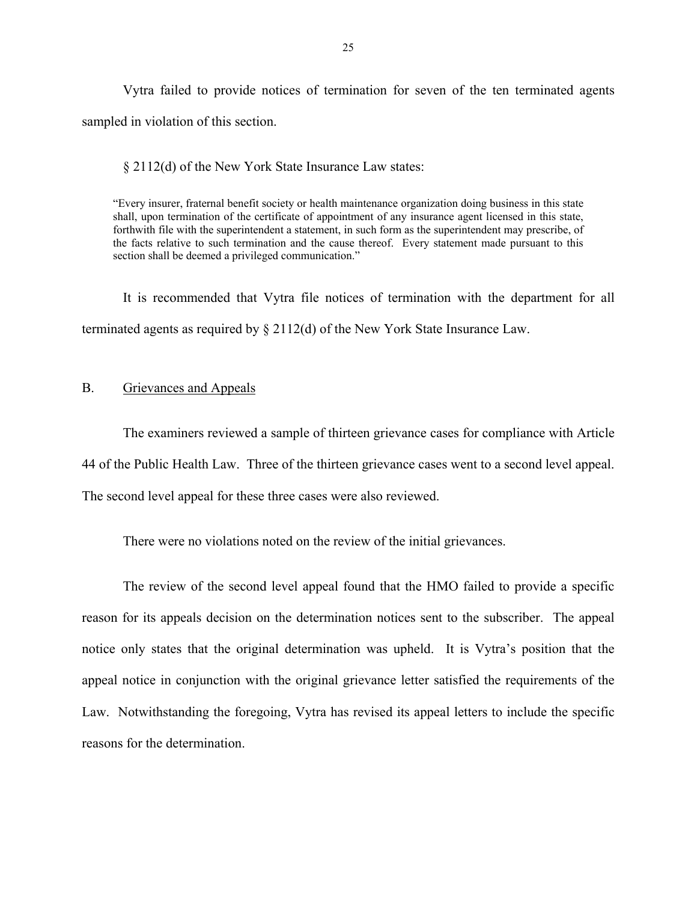Vytra failed to provide notices of termination for seven of the ten terminated agents sampled in violation of this section.

§ 2112(d) of the New York State Insurance Law states:

> "Every insurer, fraternal benefit society or health maintenance organization doing business in this state shall, upon termination of the certificate of appointment of any insurance agent licensed in this state, forthwith file with the superintendent a statement, in such form as the superintendent may prescribe, of the facts relative to such termination and the cause thereof. Every statement made pursuant to this section shall be deemed a privileged communication."

It is recommended that Vytra file notices of termination with the department for all terminated agents as required by § 2112(d) of the New York State Insurance Law.

## B. <u>Grievances and Appeals</u>

The examiners reviewed a sample of thirteen grievance cases for compliance with Article 44 of the Public Health Law. Three of the thirteen grievance cases went to a second level appeal. The second level appeal for these three cases were also reviewed.

There were no violations noted on the review of the initial grievances.

The review of the second level appeal found that the HMO failed to provide a specific reason for its appeals decision on the determination notices sent to the subscriber. The appeal notice only states that the original determination was upheld. It is Vytra's position that the appeal notice in conjunction with the original grievance letter satisfied the requirements of the Law. Notwithstanding the foregoing, Vytra has revised its appeal letters to include the specific reasons for the determination.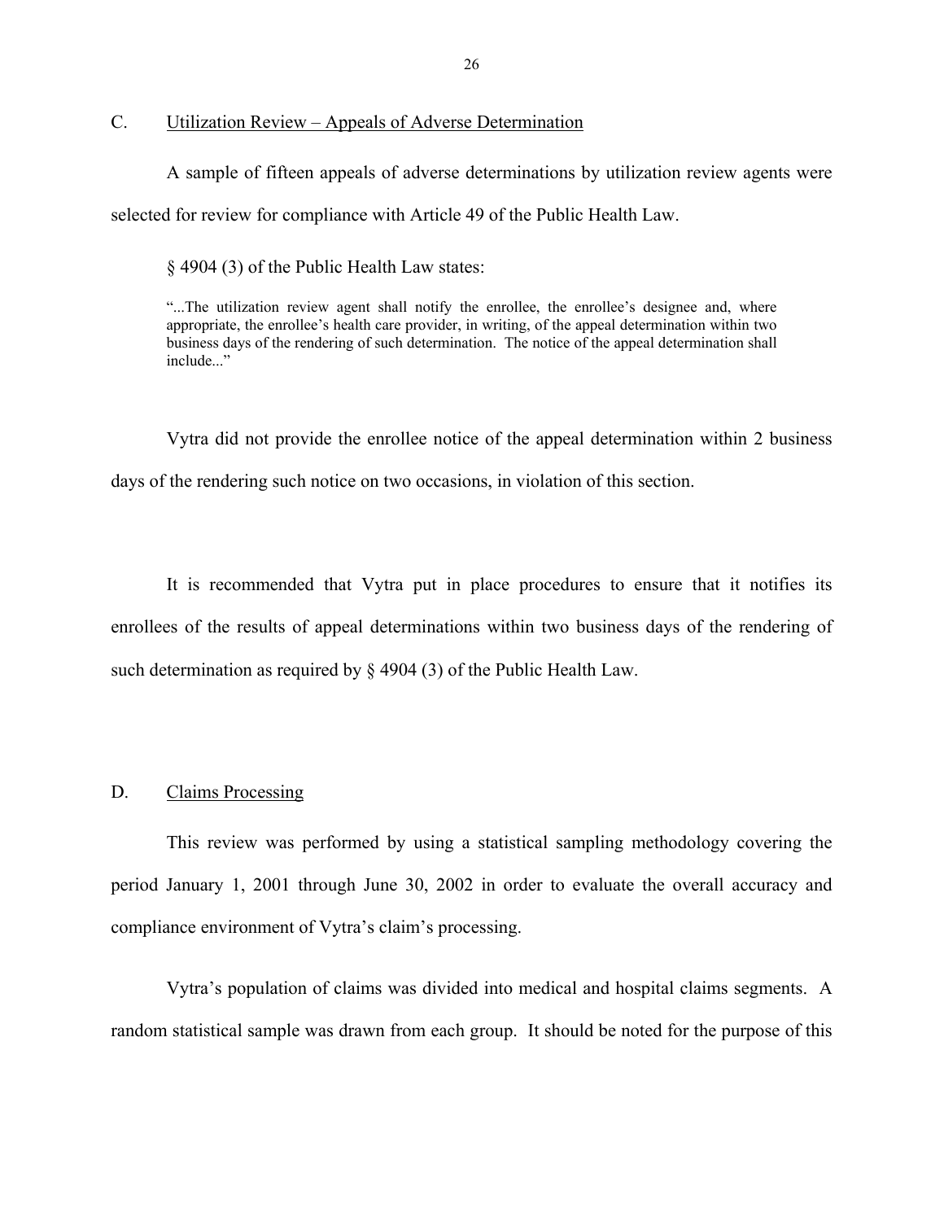## C. Utilization Review – Appeals of Adverse Determination

A sample of fifteen appeals of adverse determinations by utilization review agents were selected for review for compliance with Article 49 of the Public Health Law.

§ 4904 (3) of the Public Health Law states:

> "...The utilization review agent shall notify the enrollee, the enrollee's designee and, where appropriate, the enrollee's health care provider, in writing, of the appeal determination within two business days of the rendering of such determination. The notice of the appeal determination shall include..."

Vytra did not provide the enrollee notice of the appeal determination within 2 business days of the rendering such notice on two occasions, in violation of this section.

It is recommended that Vytra put in place procedures to ensure that it notifies its enrollees of the results of appeal determinations within two business days of the rendering of such determination as required by § 4904 (3) of the Public Health Law.

## D. Claims Processing

This review was performed by using a statistical sampling methodology covering the period January 1, 2001 through June 30, 2002 in order to evaluate the overall accuracy and compliance environment of Vytra's claim's processing.

Vytra's population of claims was divided into medical and hospital claims segments. A random statistical sample was drawn from each group. It should be noted for the purpose of this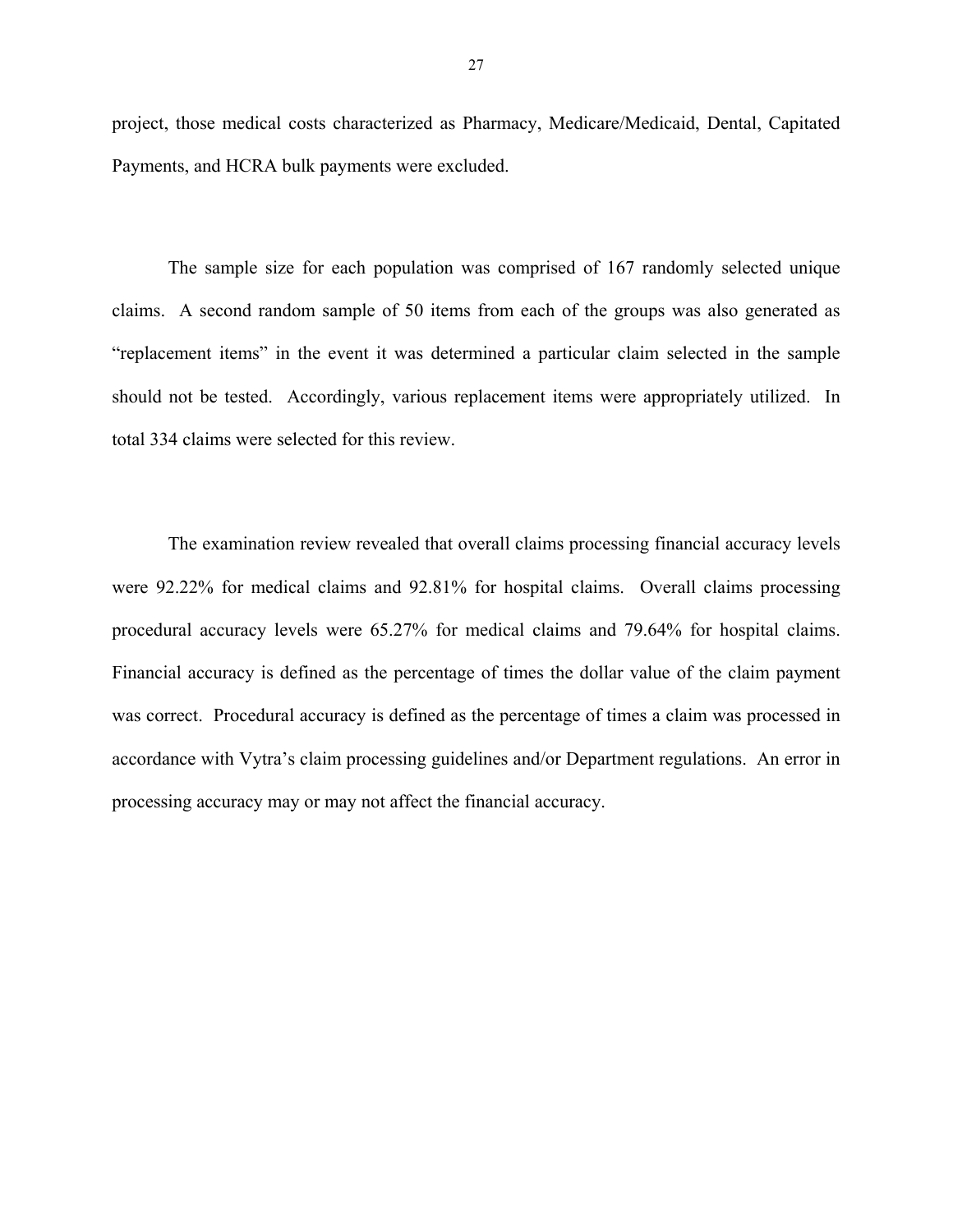project, those medical costs characterized as Pharmacy, Medicare/Medicaid, Dental, Capitated Payments, and HCRA bulk payments were excluded.

The sample size for each population was comprised of 167 randomly selected unique claims. A second random sample of 50 items from each of the groups was also generated as "replacement items" in the event it was determined a particular claim selected in the sample should not be tested. Accordingly, various replacement items were appropriately utilized. In total 334 claims were selected for this review.

The examination review revealed that overall claims processing financial accuracy levels were 92.22% for medical claims and 92.81% for hospital claims. Overall claims processing procedural accuracy levels were 65.27% for medical claims and 79.64% for hospital claims. Financial accuracy is defined as the percentage of times the dollar value of the claim payment was correct. Procedural accuracy is defined as the percentage of times a claim was processed in accordance with Vytra's claim processing guidelines and/or Department regulations. An error in processing accuracy may or may not affect the financial accuracy.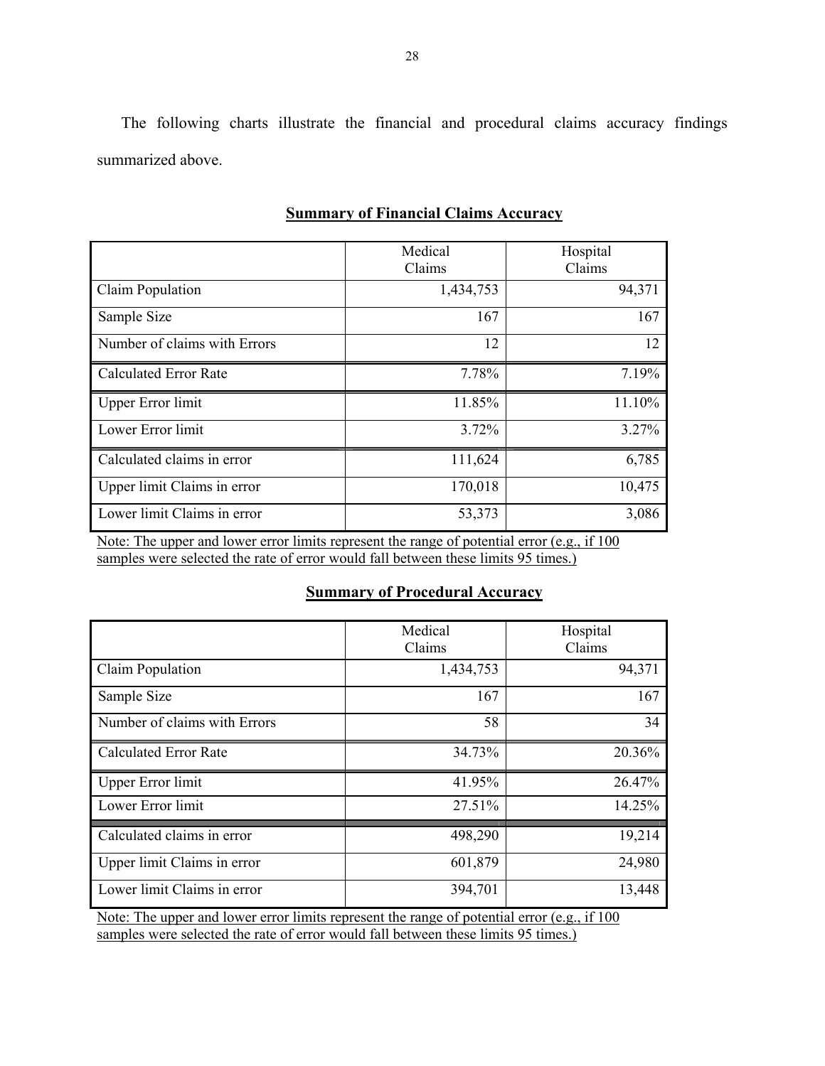The following charts illustrate the financial and procedural claims accuracy findings summarized above.

**Summary of Financial Claims Accuracy**

| | Medical Claims | Hospital Claims |
|---|---|---|
| Claim Population | 1,434,753 | 94,371 |
| Sample Size | 167 | 167 |
| Number of claims with Errors | 12 | 12 |
| Calculated Error Rate | 7.78% | 7.19% |
| Upper Error limit | 11.85% | 11.10% |
| Lower Error limit | 3.72% | 3.27% |
| Calculated claims in error | 111,624 | 6,785 |
| Upper limit Claims in error | 170,018 | 10,475 |
| Lower limit Claims in error | 53,373 | 3,086 |

Note: The upper and lower error limits represent the range of potential error (e.g., if 100 samples were selected the rate of error would fall between these limits 95 times.)

**Summary of Procedural Accuracy**

| | Medical Claims | Hospital Claims |
|---|---|---|
| Claim Population | 1,434,753 | 94,371 |
| Sample Size | 167 | 167 |
| Number of claims with Errors | 58 | 34 |
| Calculated Error Rate | 34.73% | 20.36% |
| Upper Error limit | 41.95% | 26.47% |
| Lower Error limit | 27.51% | 14.25% |
| Calculated claims in error | 498,290 | 19,214 |
| Upper limit Claims in error | 601,879 | 24,980 |
| Lower limit Claims in error | 394,701 | 13,448 |

Note: The upper and lower error limits represent the range of potential error (e.g., if 100 samples were selected the rate of error would fall between these limits 95 times.)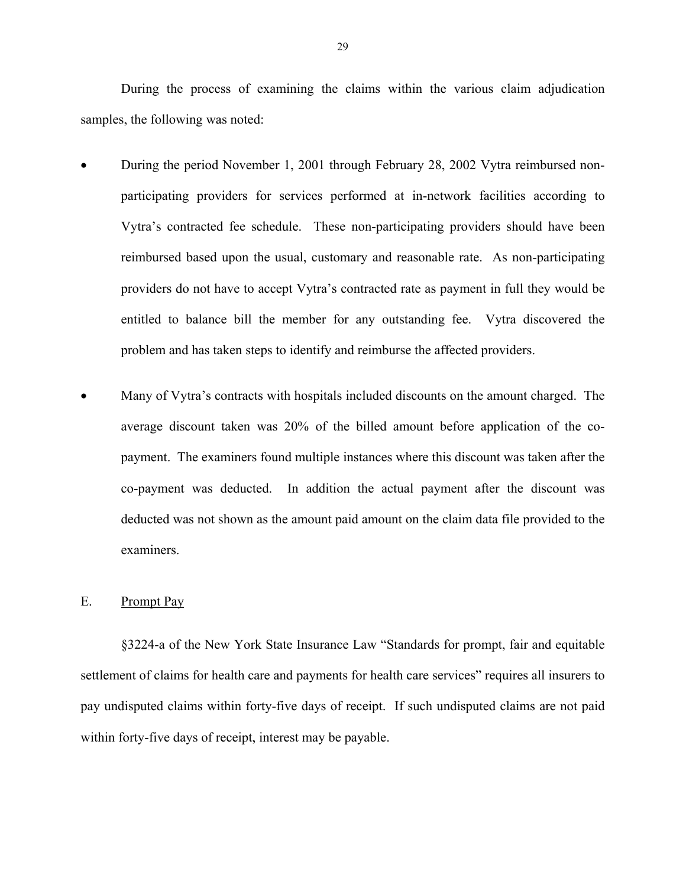During the process of examining the claims within the various claim adjudication samples, the following was noted:

- During the period November 1, 2001 through February 28, 2002 Vytra reimbursed non-participating providers for services performed at in-network facilities according to Vytra's contracted fee schedule. These non-participating providers should have been reimbursed based upon the usual, customary and reasonable rate. As non-participating providers do not have to accept Vytra's contracted rate as payment in full they would be entitled to balance bill the member for any outstanding fee. Vytra discovered the problem and has taken steps to identify and reimburse the affected providers.

- Many of Vytra's contracts with hospitals included discounts on the amount charged. The average discount taken was 20% of the billed amount before application of the co-payment. The examiners found multiple instances where this discount was taken after the co-payment was deducted. In addition the actual payment after the discount was deducted was not shown as the amount paid amount on the claim data file provided to the examiners.

E. Prompt Pay

§3224-a of the New York State Insurance Law "Standards for prompt, fair and equitable settlement of claims for health care and payments for health care services" requires all insurers to pay undisputed claims within forty-five days of receipt. If such undisputed claims are not paid within forty-five days of receipt, interest may be payable.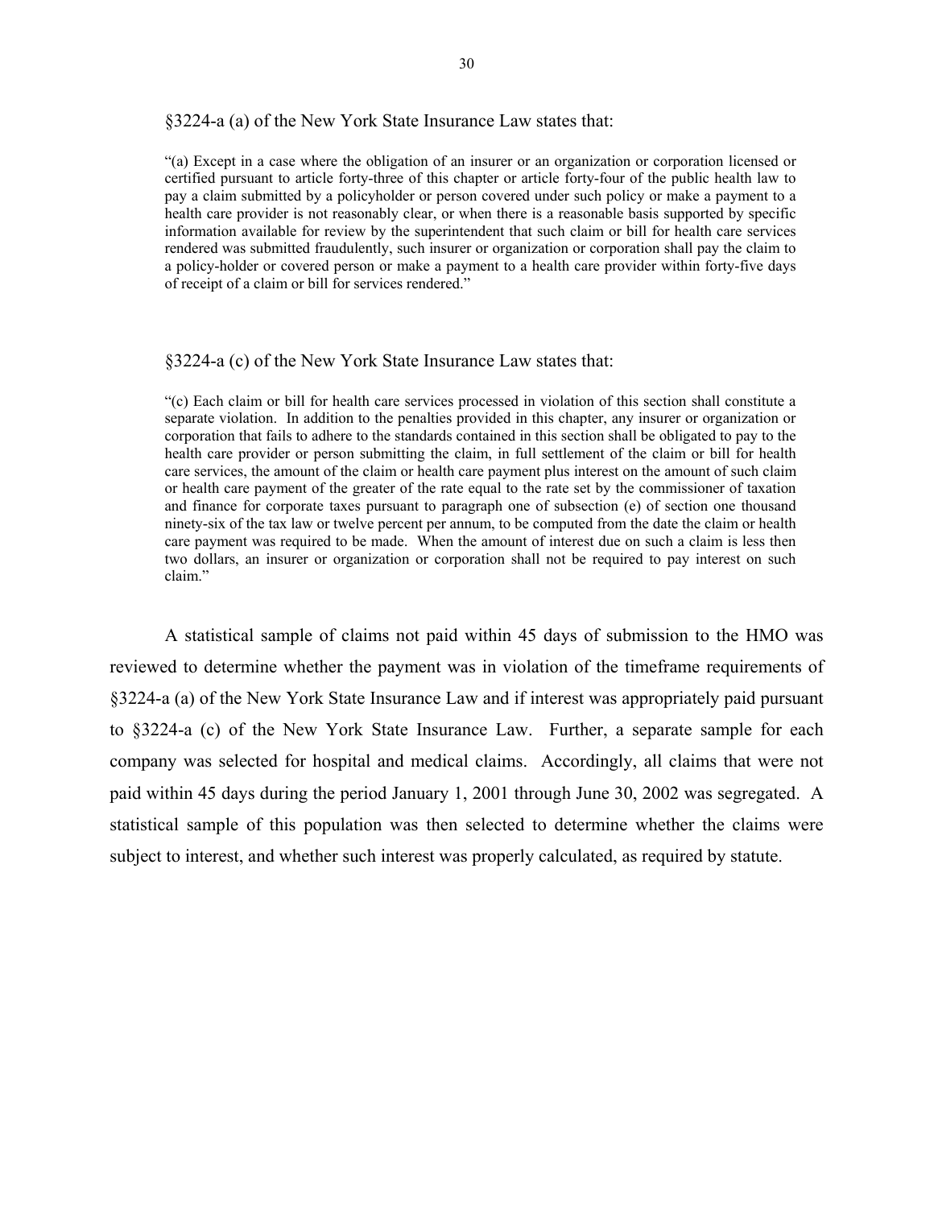§3224-a (a) of the New York State Insurance Law states that:

> "(a) Except in a case where the obligation of an insurer or an organization or corporation licensed or certified pursuant to article forty-three of this chapter or article forty-four of the public health law to pay a claim submitted by a policyholder or person covered under such policy or make a payment to a health care provider is not reasonably clear, or when there is a reasonable basis supported by specific information available for review by the superintendent that such claim or bill for health care services rendered was submitted fraudulently, such insurer or organization or corporation shall pay the claim to a policy-holder or covered person or make a payment to a health care provider within forty-five days of receipt of a claim or bill for services rendered."

§3224-a (c) of the New York State Insurance Law states that:

> "(c) Each claim or bill for health care services processed in violation of this section shall constitute a separate violation. In addition to the penalties provided in this chapter, any insurer or organization or corporation that fails to adhere to the standards contained in this section shall be obligated to pay to the health care provider or person submitting the claim, in full settlement of the claim or bill for health care services, the amount of the claim or health care payment plus interest on the amount of such claim or health care payment of the greater of the rate equal to the rate set by the commissioner of taxation and finance for corporate taxes pursuant to paragraph one of subsection (e) of section one thousand ninety-six of the tax law or twelve percent per annum, to be computed from the date the claim or health care payment was required to be made. When the amount of interest due on such a claim is less then two dollars, an insurer or organization or corporation shall not be required to pay interest on such claim."

A statistical sample of claims not paid within 45 days of submission to the HMO was reviewed to determine whether the payment was in violation of the timeframe requirements of §3224-a (a) of the New York State Insurance Law and if interest was appropriately paid pursuant to §3224-a (c) of the New York State Insurance Law. Further, a separate sample for each company was selected for hospital and medical claims. Accordingly, all claims that were not paid within 45 days during the period January 1, 2001 through June 30, 2002 was segregated. A statistical sample of this population was then selected to determine whether the claims were subject to interest, and whether such interest was properly calculated, as required by statute.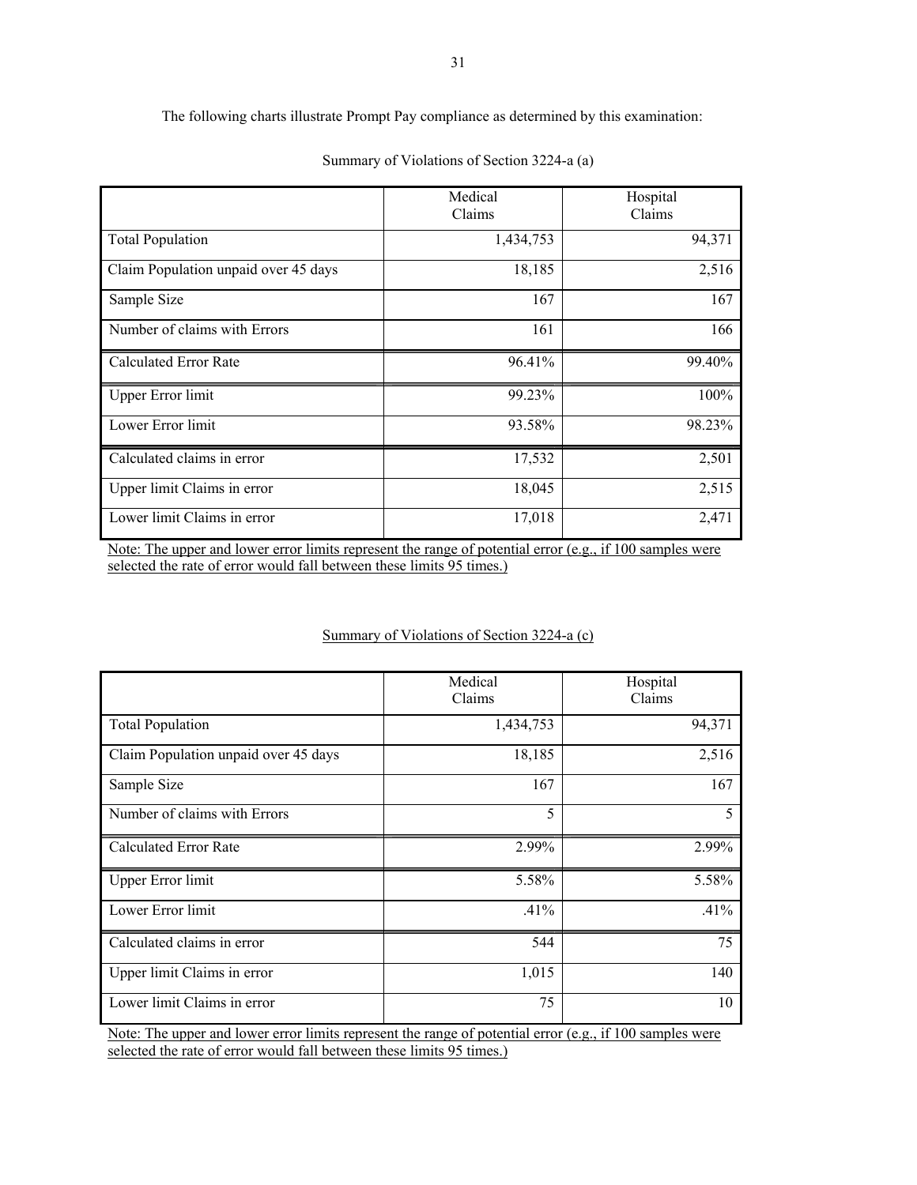The following charts illustrate Prompt Pay compliance as determined by this examination:

Summary of Violations of Section 3224-a (a)

| | Medical Claims | Hospital Claims |
|---|---|---|
| Total Population | 1,434,753 | 94,371 |
| Claim Population unpaid over 45 days | 18,185 | 2,516 |
| Sample Size | 167 | 167 |
| Number of claims with Errors | 161 | 166 |
| Calculated Error Rate | 96.41% | 99.40% |
| Upper Error limit | 99.23% | 100% |
| Lower Error limit | 93.58% | 98.23% |
| Calculated claims in error | 17,532 | 2,501 |
| Upper limit Claims in error | 18,045 | 2,515 |
| Lower limit Claims in error | 17,018 | 2,471 |

Note: The upper and lower error limits represent the range of potential error (e.g., if 100 samples were selected the rate of error would fall between these limits 95 times.)

Summary of Violations of Section 3224-a (c)

| | Medical Claims | Hospital Claims |
|---|---|---|
| Total Population | 1,434,753 | 94,371 |
| Claim Population unpaid over 45 days | 18,185 | 2,516 |
| Sample Size | 167 | 167 |
| Number of claims with Errors | 5 | 5 |
| Calculated Error Rate | 2.99% | 2.99% |
| Upper Error limit | 5.58% | 5.58% |
| Lower Error limit | .41% | .41% |
| Calculated claims in error | 544 | 75 |
| Upper limit Claims in error | 1,015 | 140 |
| Lower limit Claims in error | 75 | 10 |

Note: The upper and lower error limits represent the range of potential error (e.g., if 100 samples were selected the rate of error would fall between these limits 95 times.)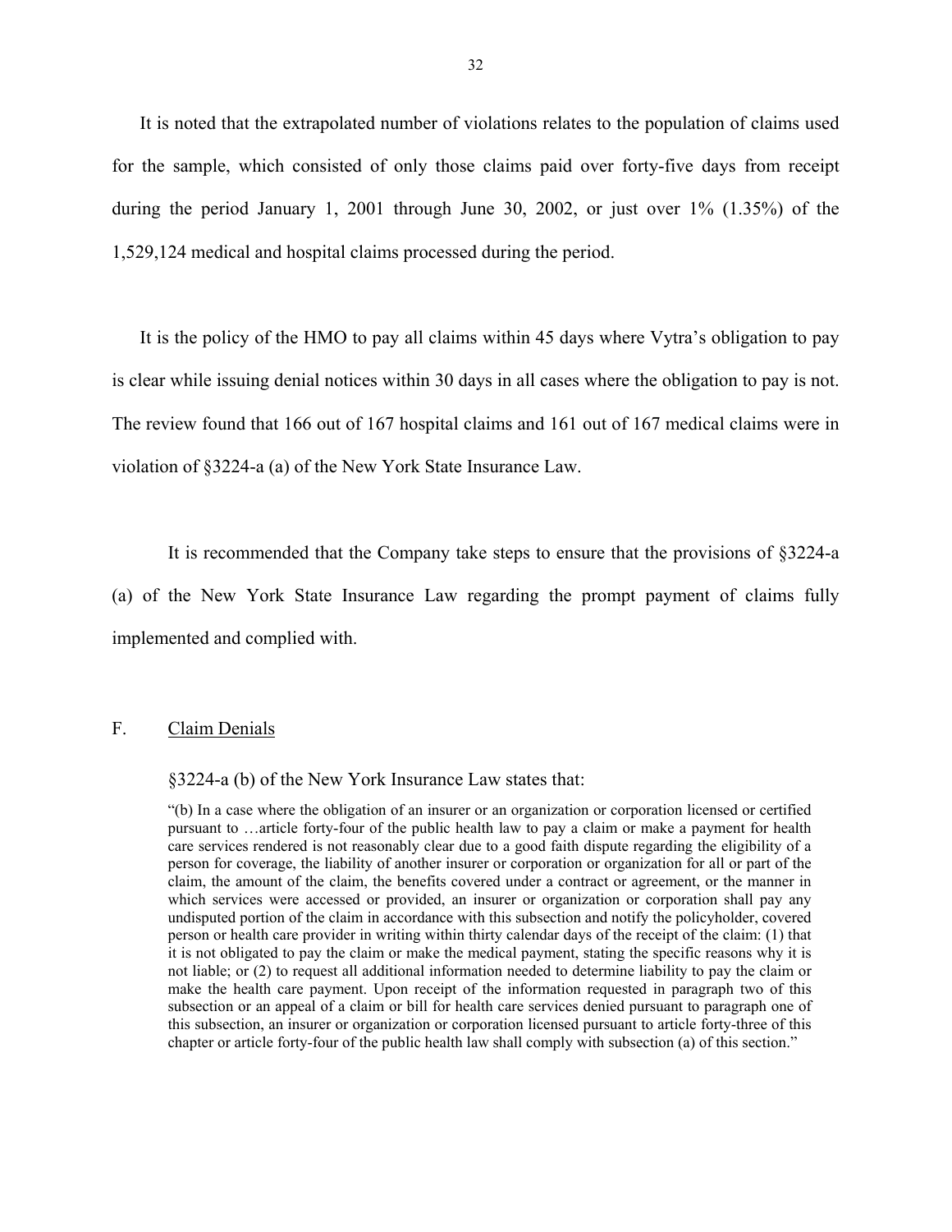It is noted that the extrapolated number of violations relates to the population of claims used for the sample, which consisted of only those claims paid over forty-five days from receipt during the period January 1, 2001 through June 30, 2002, or just over 1% (1.35%) of the 1,529,124 medical and hospital claims processed during the period.

It is the policy of the HMO to pay all claims within 45 days where Vytra's obligation to pay is clear while issuing denial notices within 30 days in all cases where the obligation to pay is not. The review found that 166 out of 167 hospital claims and 161 out of 167 medical claims were in violation of §3224-a (a) of the New York State Insurance Law.

It is recommended that the Company take steps to ensure that the provisions of §3224-a (a) of the New York State Insurance Law regarding the prompt payment of claims fully implemented and complied with.

## F. Claim Denials

§3224-a (b) of the New York Insurance Law states that:

> "(b) In a case where the obligation of an insurer or an organization or corporation licensed or certified pursuant to …article forty-four of the public health law to pay a claim or make a payment for health care services rendered is not reasonably clear due to a good faith dispute regarding the eligibility of a person for coverage, the liability of another insurer or corporation or organization for all or part of the claim, the amount of the claim, the benefits covered under a contract or agreement, or the manner in which services were accessed or provided, an insurer or organization or corporation shall pay any undisputed portion of the claim in accordance with this subsection and notify the policyholder, covered person or health care provider in writing within thirty calendar days of the receipt of the claim: (1) that it is not obligated to pay the claim or make the medical payment, stating the specific reasons why it is not liable; or (2) to request all additional information needed to determine liability to pay the claim or make the health care payment. Upon receipt of the information requested in paragraph two of this subsection or an appeal of a claim or bill for health care services denied pursuant to paragraph one of this subsection, an insurer or organization or corporation licensed pursuant to article forty-three of this chapter or article forty-four of the public health law shall comply with subsection (a) of this section."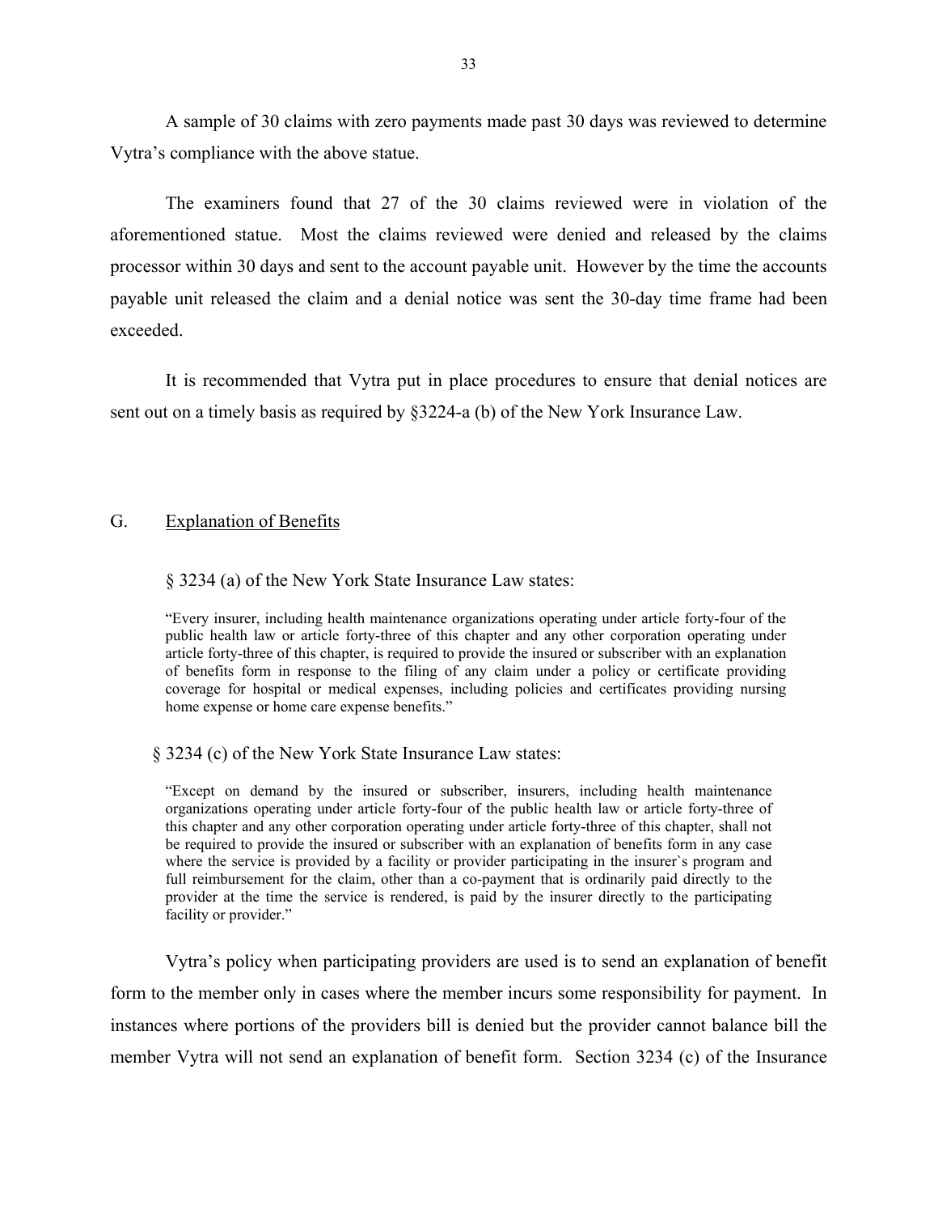A sample of 30 claims with zero payments made past 30 days was reviewed to determine Vytra's compliance with the above statue.

The examiners found that 27 of the 30 claims reviewed were in violation of the aforementioned statue. Most the claims reviewed were denied and released by the claims processor within 30 days and sent to the account payable unit. However by the time the accounts payable unit released the claim and a denial notice was sent the 30-day time frame had been exceeded.

It is recommended that Vytra put in place procedures to ensure that denial notices are sent out on a timely basis as required by §3224-a (b) of the New York Insurance Law.

## G. Explanation of Benefits

§ 3234 (a) of the New York State Insurance Law states:

> "Every insurer, including health maintenance organizations operating under article forty-four of the public health law or article forty-three of this chapter and any other corporation operating under article forty-three of this chapter, is required to provide the insured or subscriber with an explanation of benefits form in response to the filing of any claim under a policy or certificate providing coverage for hospital or medical expenses, including policies and certificates providing nursing home expense or home care expense benefits."

§ 3234 (c) of the New York State Insurance Law states:

> "Except on demand by the insured or subscriber, insurers, including health maintenance organizations operating under article forty-four of the public health law or article forty-three of this chapter and any other corporation operating under article forty-three of this chapter, shall not be required to provide the insured or subscriber with an explanation of benefits form in any case where the service is provided by a facility or provider participating in the insurer`s program and full reimbursement for the claim, other than a co-payment that is ordinarily paid directly to the provider at the time the service is rendered, is paid by the insurer directly to the participating facility or provider."

Vytra's policy when participating providers are used is to send an explanation of benefit form to the member only in cases where the member incurs some responsibility for payment. In instances where portions of the providers bill is denied but the provider cannot balance bill the member Vytra will not send an explanation of benefit form. Section 3234 (c) of the Insurance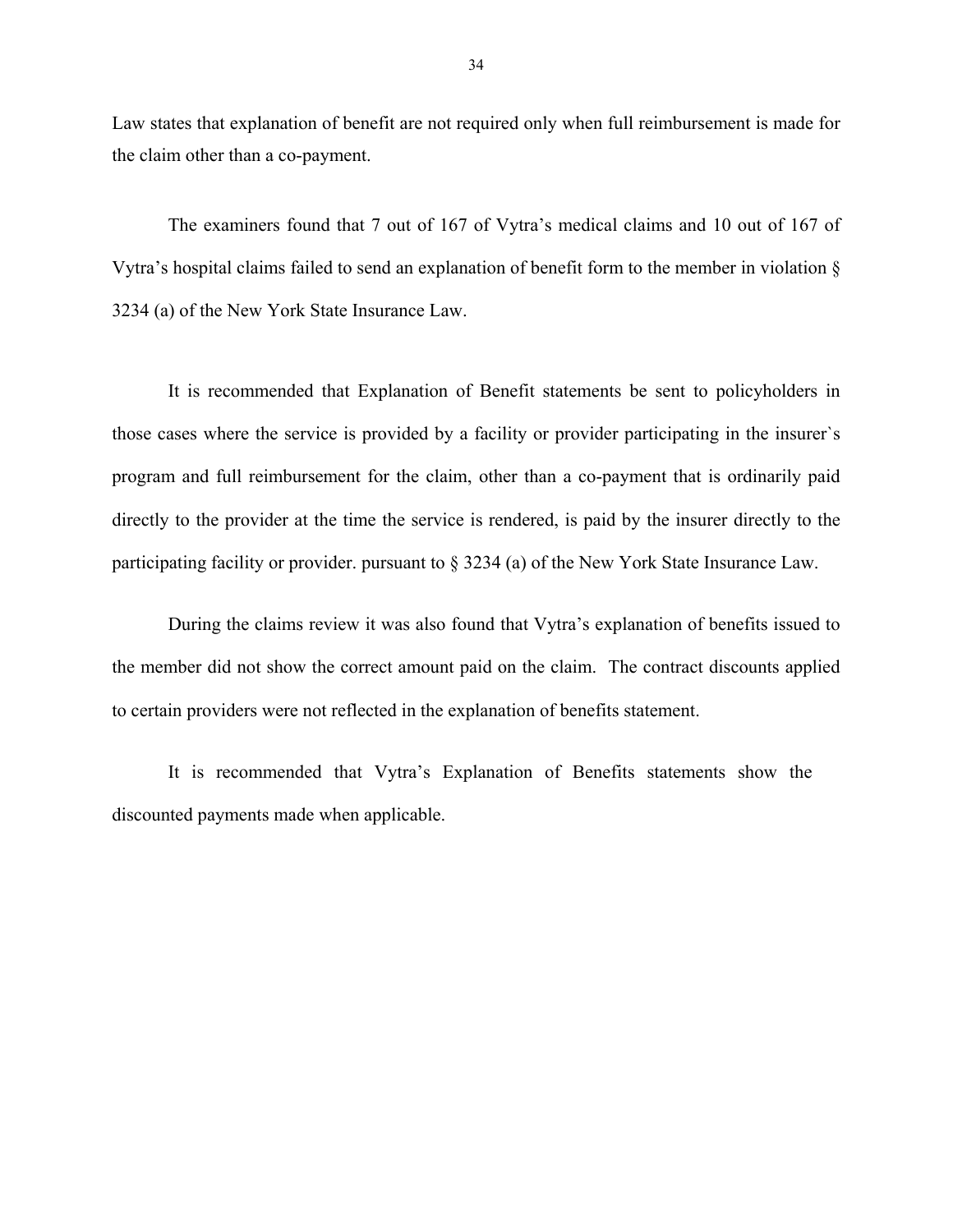Law states that explanation of benefit are not required only when full reimbursement is made for the claim other than a co-payment.

The examiners found that 7 out of 167 of Vytra's medical claims and 10 out of 167 of Vytra's hospital claims failed to send an explanation of benefit form to the member in violation § 3234 (a) of the New York State Insurance Law.

It is recommended that Explanation of Benefit statements be sent to policyholders in those cases where the service is provided by a facility or provider participating in the insurer`s program and full reimbursement for the claim, other than a co-payment that is ordinarily paid directly to the provider at the time the service is rendered, is paid by the insurer directly to the participating facility or provider. pursuant to § 3234 (a) of the New York State Insurance Law.

During the claims review it was also found that Vytra's explanation of benefits issued to the member did not show the correct amount paid on the claim. The contract discounts applied to certain providers were not reflected in the explanation of benefits statement.

It is recommended that Vytra's Explanation of Benefits statements show the discounted payments made when applicable.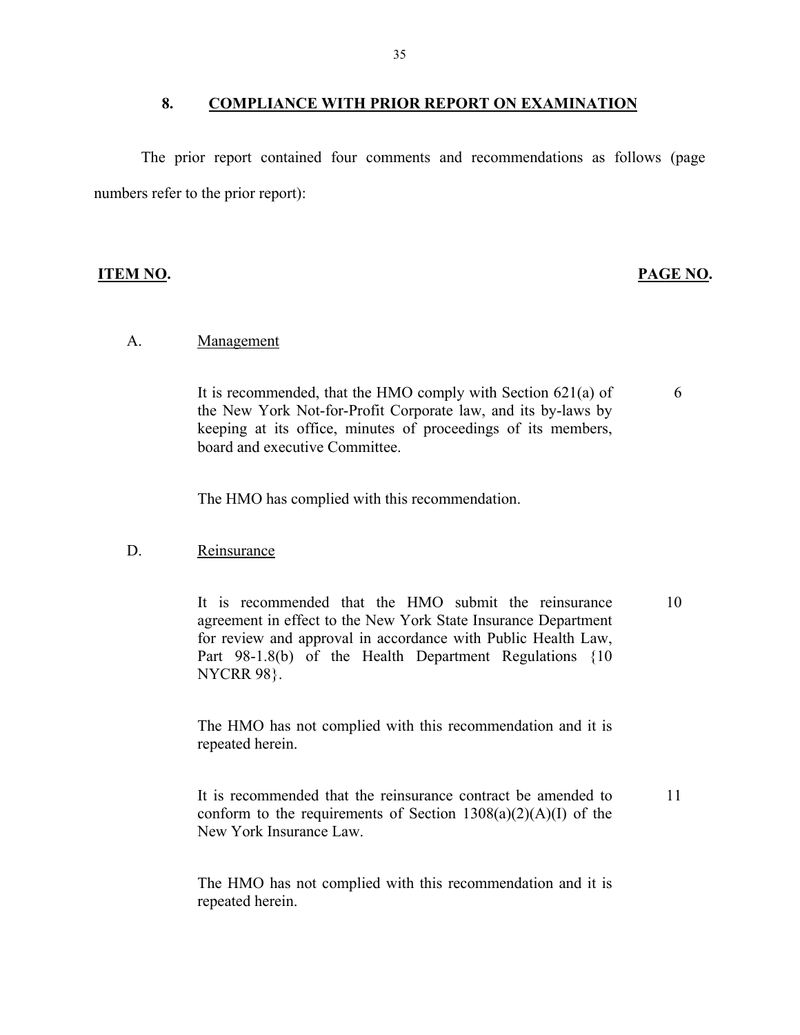## 8. COMPLIANCE WITH PRIOR REPORT ON EXAMINATION

The prior report contained four comments and recommendations as follows (page numbers refer to the prior report):

| ITEM NO. | | PAGE NO. |
|---|---|---|
| A. | Management | |
| | It is recommended, that the HMO comply with Section 621(a) of the New York Not-for-Profit Corporate law, and its by-laws by keeping at its office, minutes of proceedings of its members, board and executive Committee. | 6 |
| | The HMO has complied with this recommendation. | |
| D. | Reinsurance | |
| | It is recommended that the HMO submit the reinsurance agreement in effect to the New York State Insurance Department for review and approval in accordance with Public Health Law, Part 98-1.8(b) of the Health Department Regulations {10 NYCRR 98}. | 10 |
| | The HMO has not complied with this recommendation and it is repeated herein. | |
| | It is recommended that the reinsurance contract be amended to conform to the requirements of Section 1308(a)(2)(A)(I) of the New York Insurance Law. | 11 |
| | The HMO has not complied with this recommendation and it is repeated herein. | |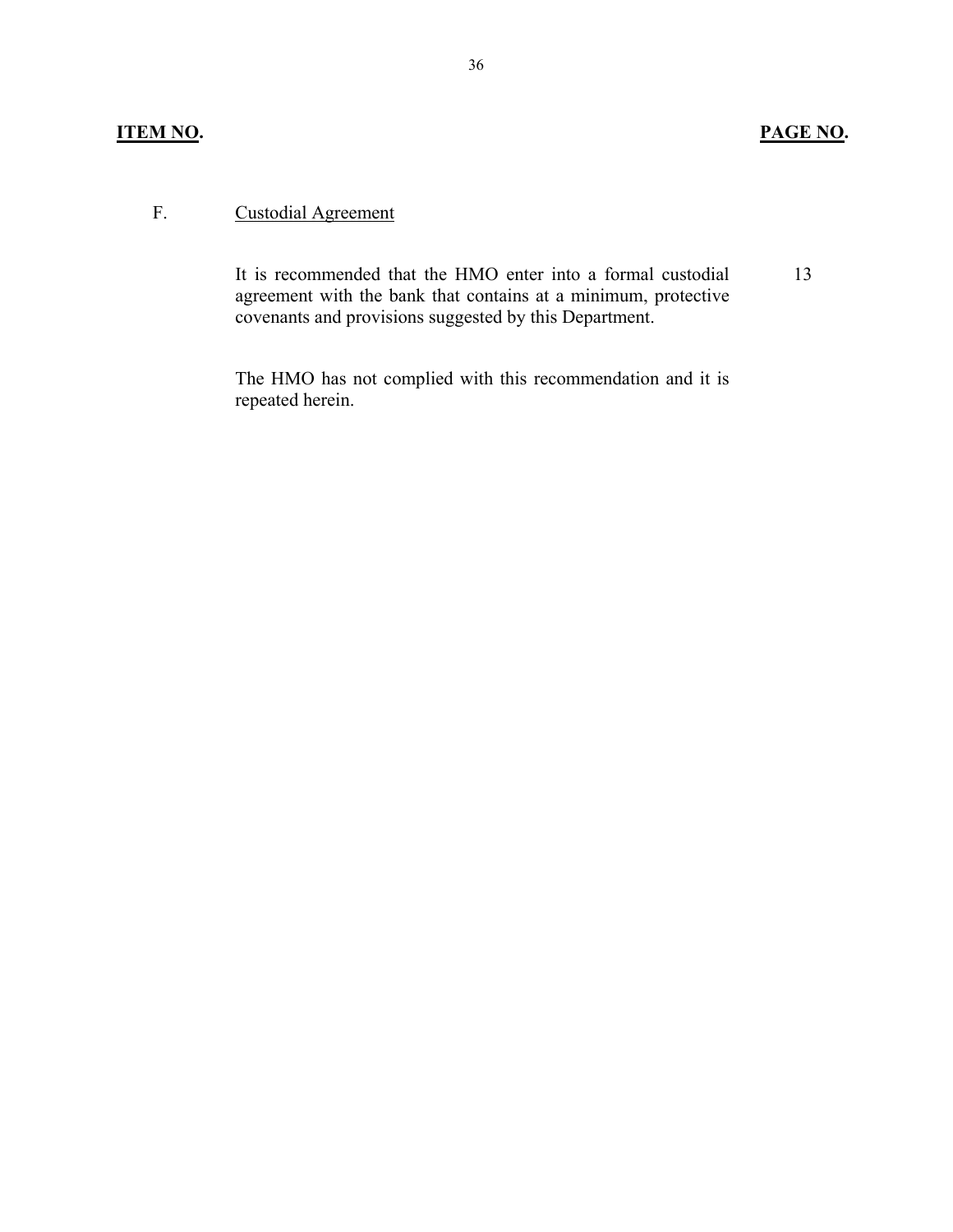| ITEM NO. | | PAGE NO. |
|---|---|---|
| F. | Custodial Agreement | |
| | It is recommended that the HMO enter into a formal custodial agreement with the bank that contains at a minimum, protective covenants and provisions suggested by this Department. | 13 |
| | The HMO has not complied with this recommendation and it is repeated herein. | |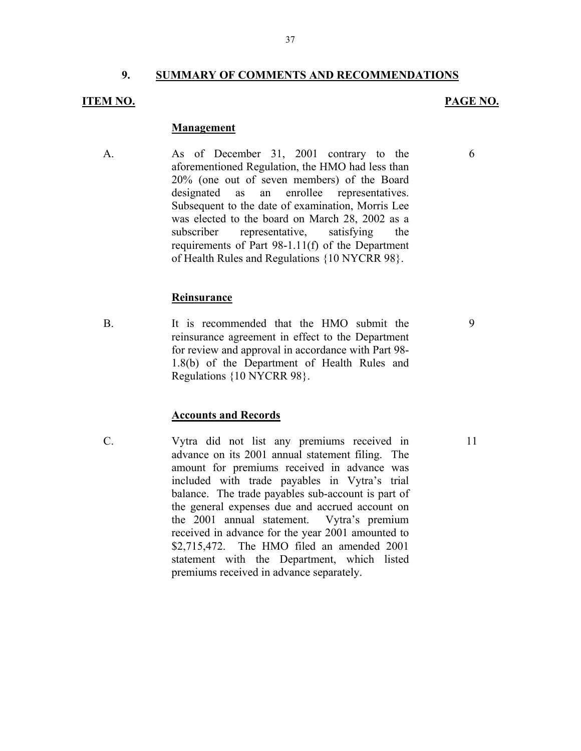## 9. SUMMARY OF COMMENTS AND RECOMMENDATIONS

| ITEM NO. | | PAGE NO. |
|---|---|---|
| | **Management** | |
| A. | As of December 31, 2001 contrary to the aforementioned Regulation, the HMO had less than 20% (one out of seven members) of the Board designated as an enrollee representatives. Subsequent to the date of examination, Morris Lee was elected to the board on March 28, 2002 as a subscriber representative, satisfying the requirements of Part 98-1.11(f) of the Department of Health Rules and Regulations {10 NYCRR 98}. | 6 |
| | **Reinsurance** | |
| B. | It is recommended that the HMO submit the reinsurance agreement in effect to the Department for review and approval in accordance with Part 98-1.8(b) of the Department of Health Rules and Regulations {10 NYCRR 98}. | 9 |
| | **Accounts and Records** | |
| C. | Vytra did not list any premiums received in advance on its 2001 annual statement filing. The amount for premiums received in advance was included with trade payables in Vytra's trial balance. The trade payables sub-account is part of the general expenses due and accrued account on the 2001 annual statement. Vytra's premium received in advance for the year 2001 amounted to $2,715,472. The HMO filed an amended 2001 statement with the Department, which listed premiums received in advance separately. | 11 |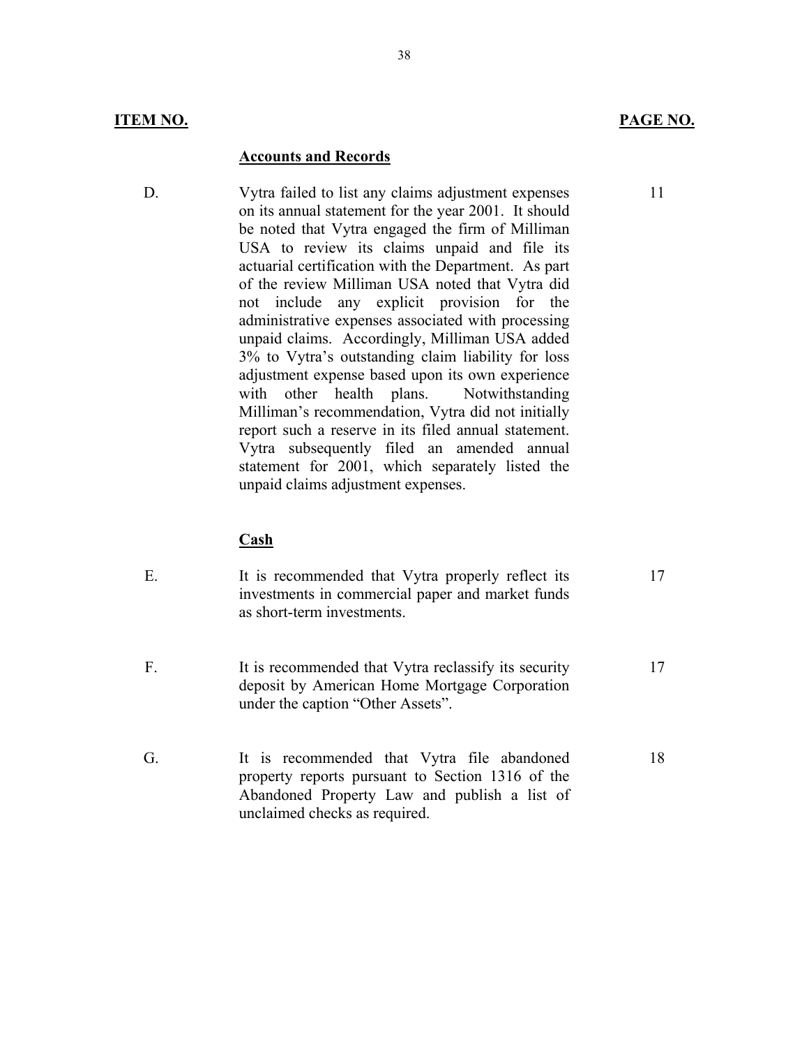| ITEM NO. | | PAGE NO. |
|---|---|---|
| | **Accounts and Records** | |
| D. | Vytra failed to list any claims adjustment expenses on its annual statement for the year 2001. It should be noted that Vytra engaged the firm of Milliman USA to review its claims unpaid and file its actuarial certification with the Department. As part of the review Milliman USA noted that Vytra did not include any explicit provision for the administrative expenses associated with processing unpaid claims. Accordingly, Milliman USA added 3% to Vytra's outstanding claim liability for loss adjustment expense based upon its own experience with other health plans. Notwithstanding Milliman's recommendation, Vytra did not initially report such a reserve in its filed annual statement. Vytra subsequently filed an amended annual statement for 2001, which separately listed the unpaid claims adjustment expenses. | 11 |
| | **Cash** | |
| E. | It is recommended that Vytra properly reflect its investments in commercial paper and market funds as short-term investments. | 17 |
| F. | It is recommended that Vytra reclassify its security deposit by American Home Mortgage Corporation under the caption "Other Assets". | 17 |
| G. | It is recommended that Vytra file abandoned property reports pursuant to Section 1316 of the Abandoned Property Law and publish a list of unclaimed checks as required. | 18 |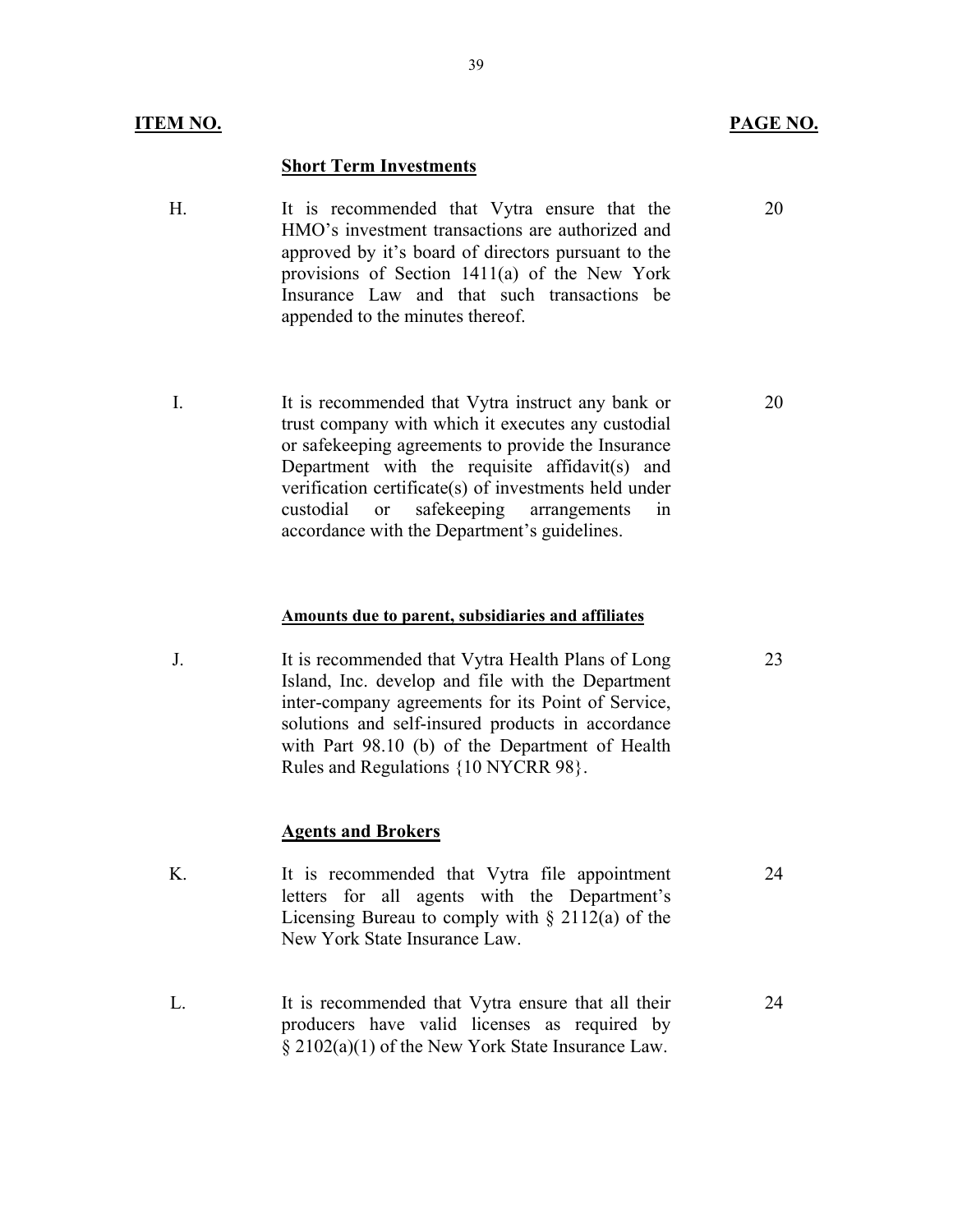| **ITEM NO.** | | **PAGE NO.** |
|---|---|---|
| | **Short Term Investments** | |
| H. | It is recommended that Vytra ensure that the HMO's investment transactions are authorized and approved by it's board of directors pursuant to the provisions of Section 1411(a) of the New York Insurance Law and that such transactions be appended to the minutes thereof. | 20 |
| I. | It is recommended that Vytra instruct any bank or trust company with which it executes any custodial or safekeeping agreements to provide the Insurance Department with the requisite affidavit(s) and verification certificate(s) of investments held under custodial or safekeeping arrangements in accordance with the Department's guidelines. | 20 |
| | **Amounts due to parent, subsidiaries and affiliates** | |
| J. | It is recommended that Vytra Health Plans of Long Island, Inc. develop and file with the Department inter-company agreements for its Point of Service, solutions and self-insured products in accordance with Part 98.10 (b) of the Department of Health Rules and Regulations {10 NYCRR 98}. | 23 |
| | **Agents and Brokers** | |
| K. | It is recommended that Vytra file appointment letters for all agents with the Department's Licensing Bureau to comply with § 2112(a) of the New York State Insurance Law. | 24 |
| L. | It is recommended that Vytra ensure that all their producers have valid licenses as required by § 2102(a)(1) of the New York State Insurance Law. | 24 |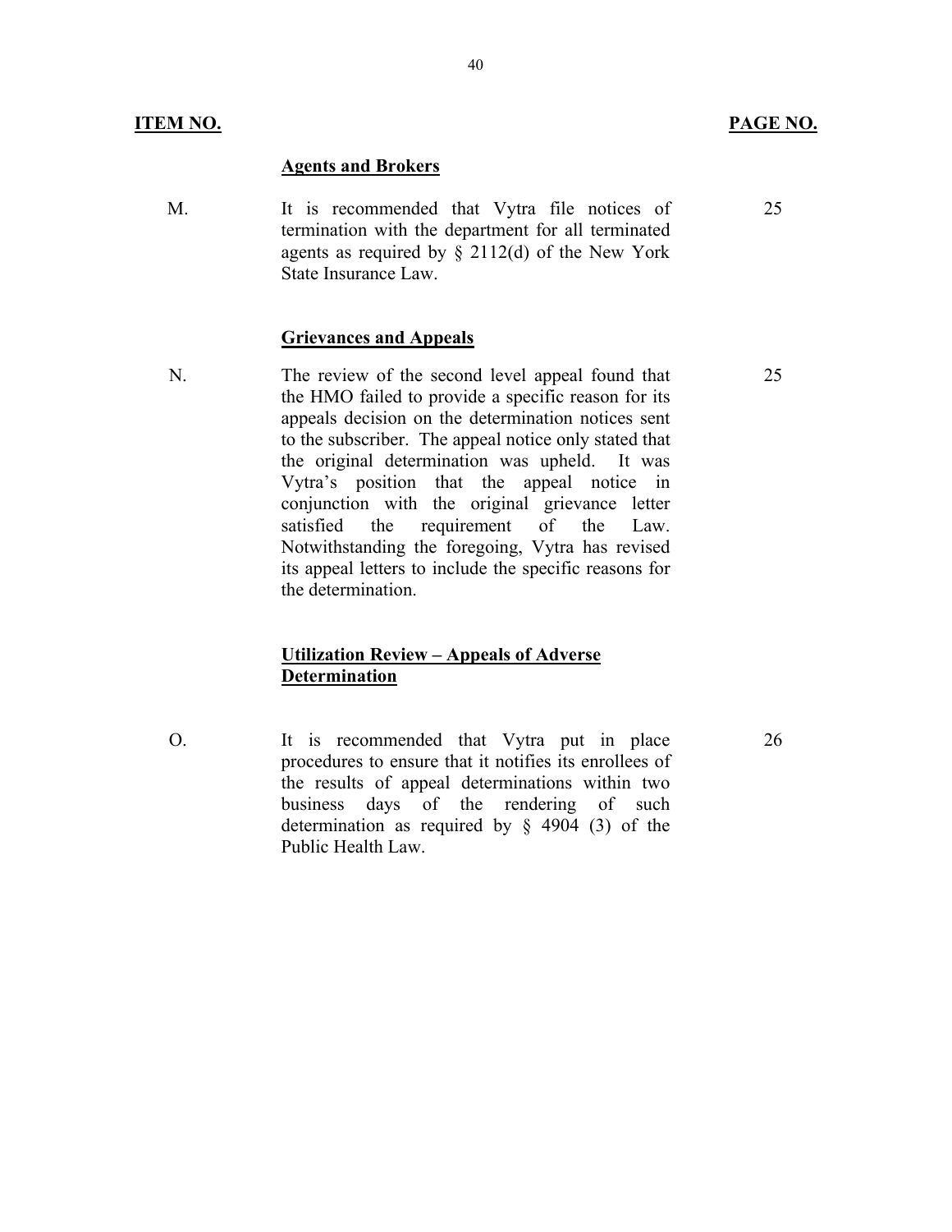| ITEM NO. | | PAGE NO. |
|---|---|---|
| | **Agents and Brokers** | |
| M. | It is recommended that Vytra file notices of termination with the department for all terminated agents as required by § 2112(d) of the New York State Insurance Law. | 25 |
| | **Grievances and Appeals** | |
| N. | The review of the second level appeal found that the HMO failed to provide a specific reason for its appeals decision on the determination notices sent to the subscriber. The appeal notice only stated that the original determination was upheld. It was Vytra's position that the appeal notice in conjunction with the original grievance letter satisfied the requirement of the Law. Notwithstanding the foregoing, Vytra has revised its appeal letters to include the specific reasons for the determination. | 25 |
| | **Utilization Review – Appeals of Adverse Determination** | |
| O. | It is recommended that Vytra put in place procedures to ensure that it notifies its enrollees of the results of appeal determinations within two business days of the rendering of such determination as required by § 4904 (3) of the Public Health Law. | 26 |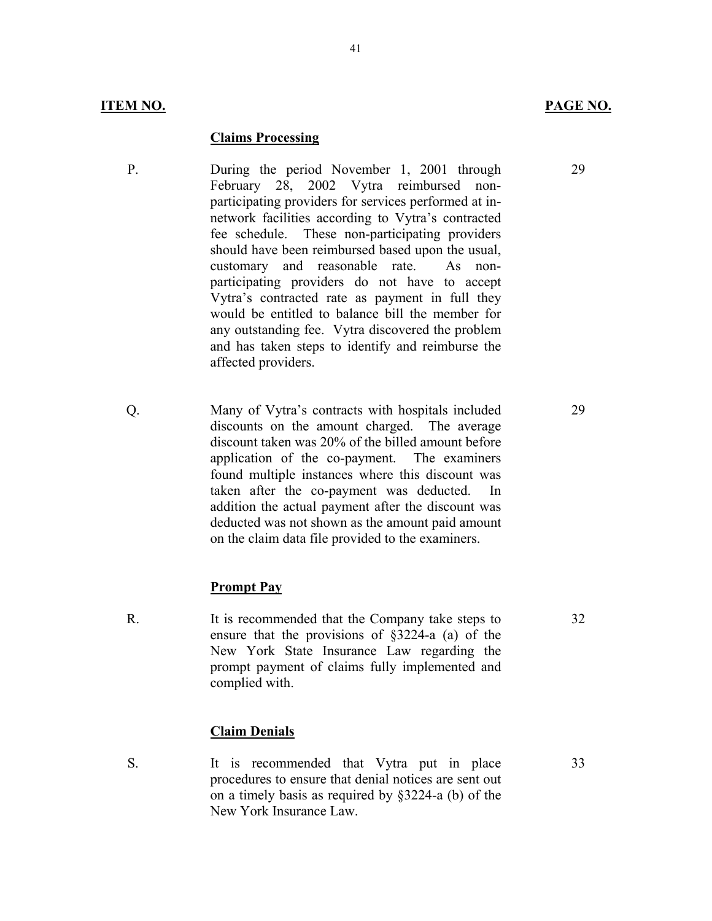| ITEM NO. | | PAGE NO. |
|---|---|---|
| | **Claims Processing** | |
| P. | During the period November 1, 2001 through February 28, 2002 Vytra reimbursed non-participating providers for services performed at in-network facilities according to Vytra's contracted fee schedule. These non-participating providers should have been reimbursed based upon the usual, customary and reasonable rate. As non-participating providers do not have to accept Vytra's contracted rate as payment in full they would be entitled to balance bill the member for any outstanding fee. Vytra discovered the problem and has taken steps to identify and reimburse the affected providers. | 29 |
| Q. | Many of Vytra's contracts with hospitals included discounts on the amount charged. The average discount taken was 20% of the billed amount before application of the co-payment. The examiners found multiple instances where this discount was taken after the co-payment was deducted. In addition the actual payment after the discount was deducted was not shown as the amount paid amount on the claim data file provided to the examiners. | 29 |
| | **Prompt Pay** | |
| R. | It is recommended that the Company take steps to ensure that the provisions of §3224-a (a) of the New York State Insurance Law regarding the prompt payment of claims fully implemented and complied with. | 32 |
| | **Claim Denials** | |
| S. | It is recommended that Vytra put in place procedures to ensure that denial notices are sent out on a timely basis as required by §3224-a (b) of the New York Insurance Law. | 33 |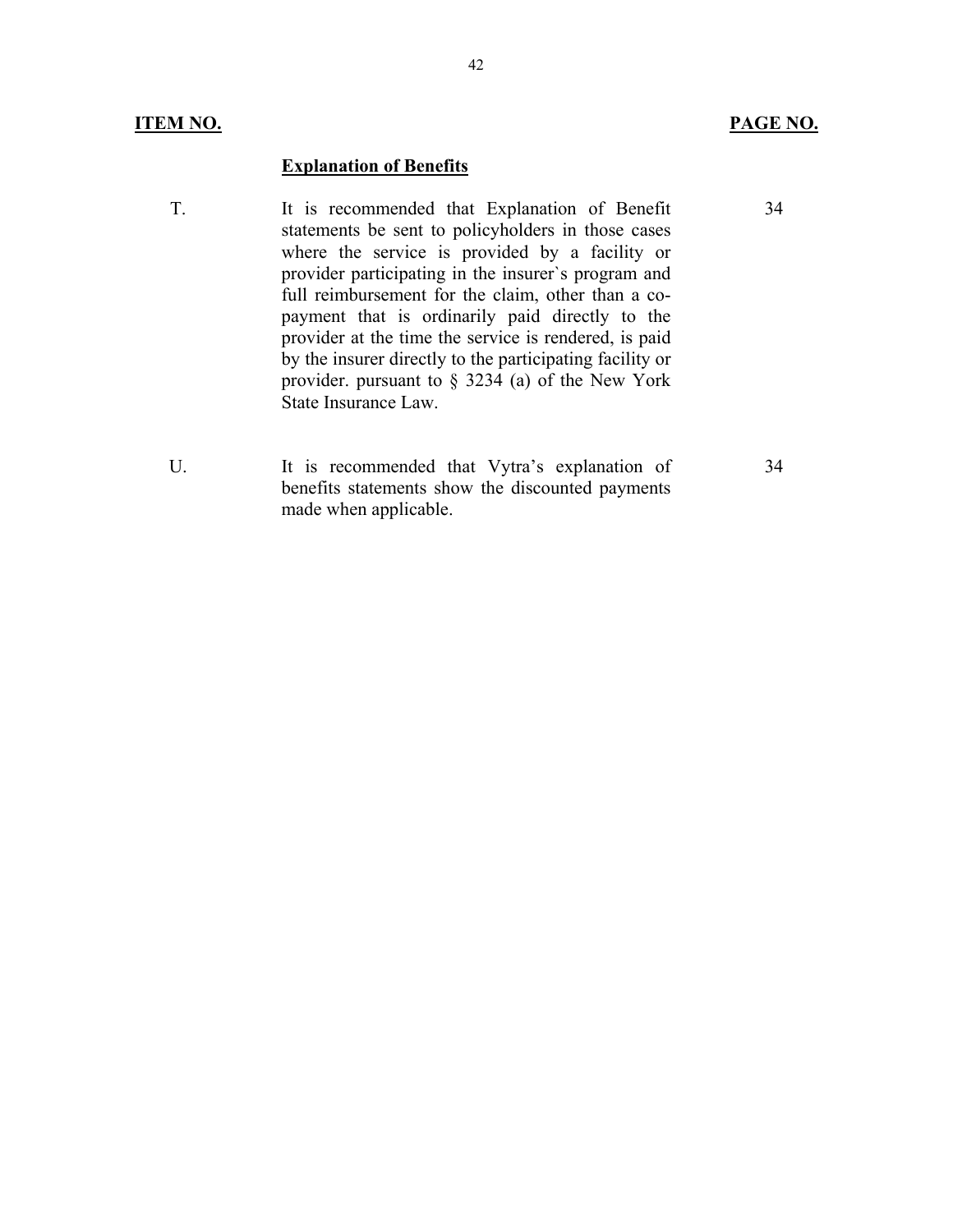| ITEM NO. | | PAGE NO. |
|---|---|---|
| | **Explanation of Benefits** | |
| T. | It is recommended that Explanation of Benefit statements be sent to policyholders in those cases where the service is provided by a facility or provider participating in the insurer`s program and full reimbursement for the claim, other than a co-payment that is ordinarily paid directly to the provider at the time the service is rendered, is paid by the insurer directly to the participating facility or provider. pursuant to § 3234 (a) of the New York State Insurance Law. | 34 |
| U. | It is recommended that Vytra's explanation of benefits statements show the discounted payments made when applicable. | 34 |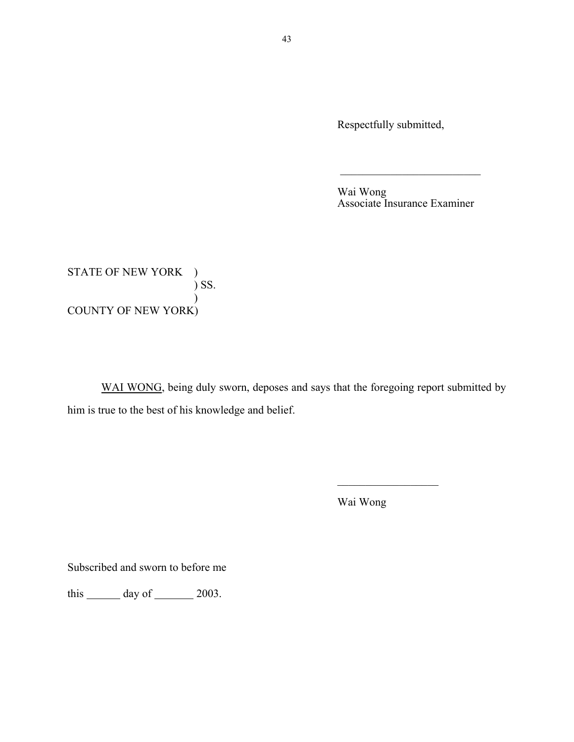Respectfully submitted,

\_\_\_\_\_\_\_\_\_\_\_\_\_\_\_\_\_\_\_\_\_\_\_\_\_

Wai Wong
Associate Insurance Examiner

STATE OF NEW YORK )
) SS.
)
COUNTY OF NEW YORK)

WAI WONG, being duly sworn, deposes and says that the foregoing report submitted by him is true to the best of his knowledge and belief.

\_\_\_\_\_\_\_\_\_\_\_\_\_\_\_\_\_\_

Wai Wong

Subscribed and sworn to before me

this \_\_\_\_\_\_ day of \_\_\_\_\_\_\_ 2003.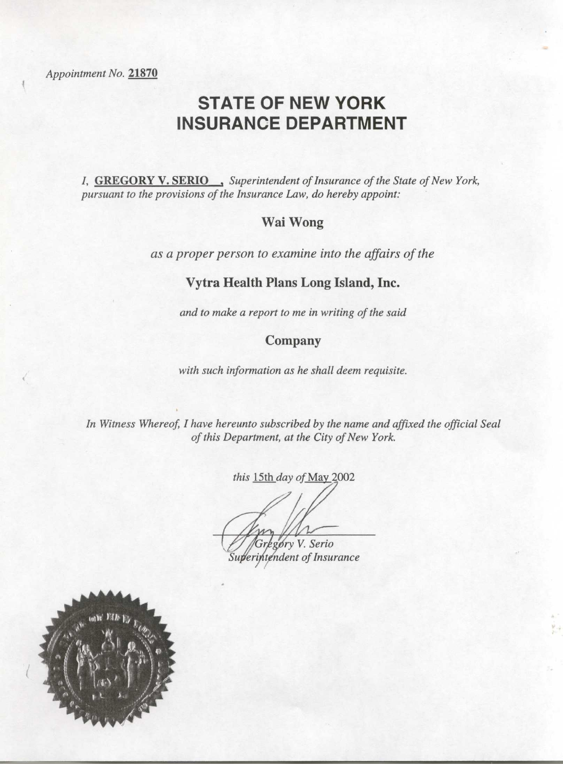*Appointment No.* **21870**

# STATE OF NEW YORK
# INSURANCE DEPARTMENT

*I,* **GREGORY V. SERIO** *, Superintendent of Insurance of the State of New York, pursuant to the provisions of the Insurance Law, do hereby appoint:*

**Wai Wong**

*as a proper person to examine into the affairs of the*

**Vytra Health Plans Long Island, Inc.**

*and to make a report to me in writing of the said*

**Company**

*with such information as he shall deem requisite.*

*In Witness Whereof, I have hereunto subscribed by the name and affixed the official Seal of this Department, at the City of New York.*

*this* 15th *day of* May 2002

*Gregory V. Serio*
*Superintendent of Insurance*